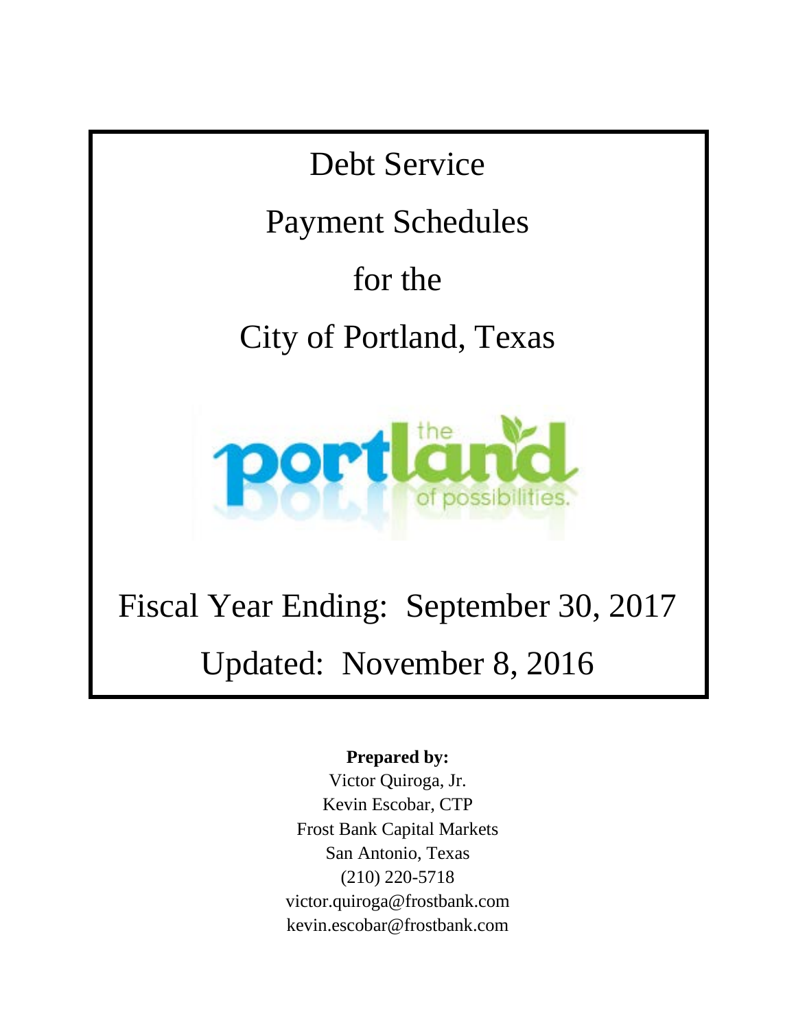# Debt Service

# Payment Schedules

# for the

# City of Portland, Texas

portland the of possibilities.

## Fiscal Year Ending: September 30, 2017

## Updated: November 8, 2016

**Prepared by:**

Victor Quiroga, Jr.
Kevin Escobar, CTP
Frost Bank Capital Markets
San Antonio, Texas
(210) 220-5718
victor.quiroga@frostbank.com
kevin.escobar@frostbank.com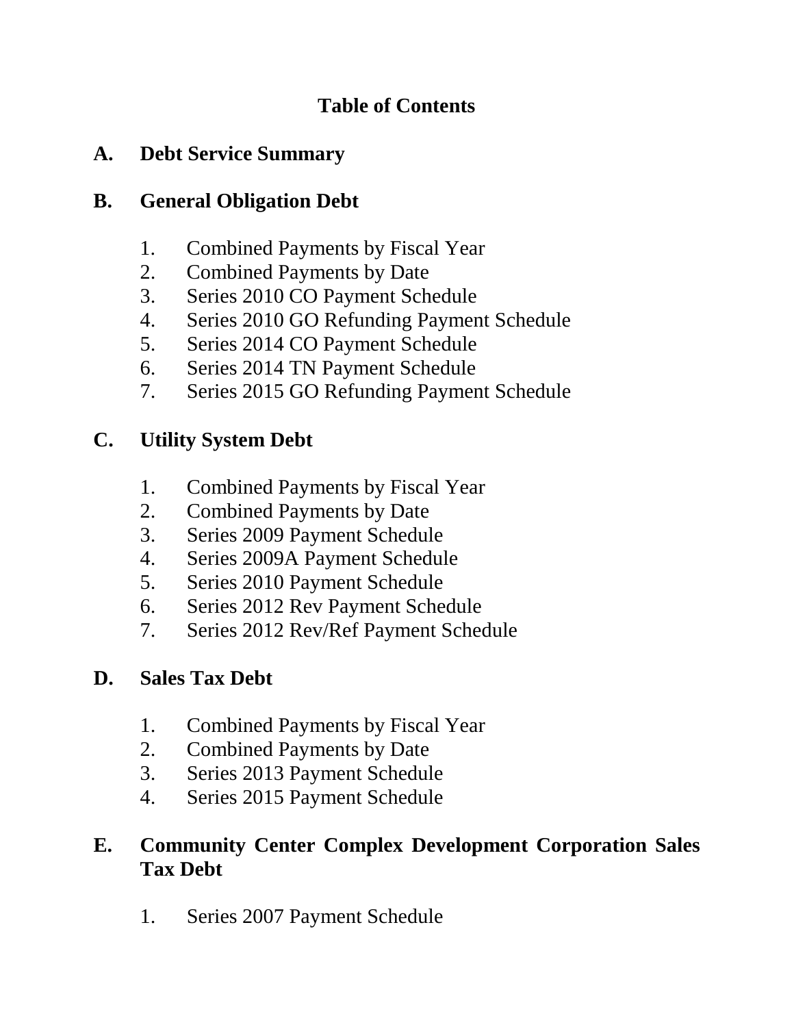# Table of Contents

## A. Debt Service Summary

## B. General Obligation Debt

1. Combined Payments by Fiscal Year
2. Combined Payments by Date
3. Series 2010 CO Payment Schedule
4. Series 2010 GO Refunding Payment Schedule
5. Series 2014 CO Payment Schedule
6. Series 2014 TN Payment Schedule
7. Series 2015 GO Refunding Payment Schedule

## C. Utility System Debt

1. Combined Payments by Fiscal Year
2. Combined Payments by Date
3. Series 2009 Payment Schedule
4. Series 2009A Payment Schedule
5. Series 2010 Payment Schedule
6. Series 2012 Rev Payment Schedule
7. Series 2012 Rev/Ref Payment Schedule

## D. Sales Tax Debt

1. Combined Payments by Fiscal Year
2. Combined Payments by Date
3. Series 2013 Payment Schedule
4. Series 2015 Payment Schedule

## E. Community Center Complex Development Corporation Sales Tax Debt

1. Series 2007 Payment Schedule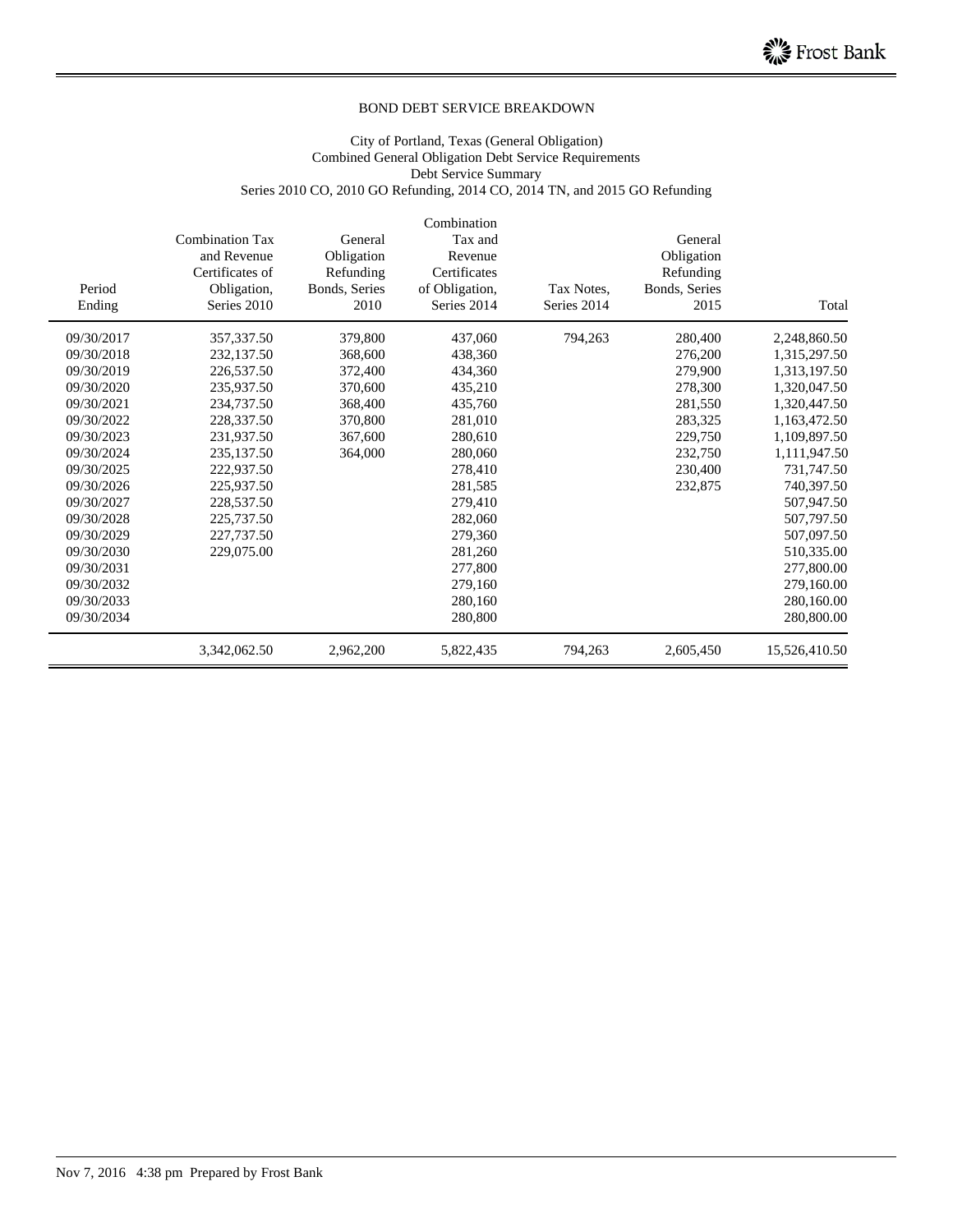BOND DEBT SERVICE BREAKDOWN

City of Portland, Texas (General Obligation)
Combined General Obligation Debt Service Requirements
Debt Service Summary
Series 2010 CO, 2010 GO Refunding, 2014 CO, 2014 TN, and 2015 GO Refunding

| Period Ending | Combination Tax and Revenue Certificates of Obligation, Series 2010 | General Obligation Refunding Bonds, Series 2010 | Combination Tax and Revenue Certificates of Obligation, Series 2014 | Tax Notes, Series 2014 | General Obligation Refunding Bonds, Series 2015 | Total |
|---|---|---|---|---|---|---|
| 09/30/2017 | 357,337.50 | 379,800 | 437,060 | 794,263 | 280,400 | 2,248,860.50 |
| 09/30/2018 | 232,137.50 | 368,600 | 438,360 | | 276,200 | 1,315,297.50 |
| 09/30/2019 | 226,537.50 | 372,400 | 434,360 | | 279,900 | 1,313,197.50 |
| 09/30/2020 | 235,937.50 | 370,600 | 435,210 | | 278,300 | 1,320,047.50 |
| 09/30/2021 | 234,737.50 | 368,400 | 435,760 | | 281,550 | 1,320,447.50 |
| 09/30/2022 | 228,337.50 | 370,800 | 281,010 | | 283,325 | 1,163,472.50 |
| 09/30/2023 | 231,937.50 | 367,600 | 280,610 | | 229,750 | 1,109,897.50 |
| 09/30/2024 | 235,137.50 | 364,000 | 280,060 | | 232,750 | 1,111,947.50 |
| 09/30/2025 | 222,937.50 | | 278,410 | | 230,400 | 731,747.50 |
| 09/30/2026 | 225,937.50 | | 281,585 | | 232,875 | 740,397.50 |
| 09/30/2027 | 228,537.50 | | 279,410 | | | 507,947.50 |
| 09/30/2028 | 225,737.50 | | 282,060 | | | 507,797.50 |
| 09/30/2029 | 227,737.50 | | 279,360 | | | 507,097.50 |
| 09/30/2030 | 229,075.00 | | 281,260 | | | 510,335.00 |
| 09/30/2031 | | | 277,800 | | | 277,800.00 |
| 09/30/2032 | | | 279,160 | | | 279,160.00 |
| 09/30/2033 | | | 280,160 | | | 280,160.00 |
| 09/30/2034 | | | 280,800 | | | 280,800.00 |
| | 3,342,062.50 | 2,962,200 | 5,822,435 | 794,263 | 2,605,450 | 15,526,410.50 |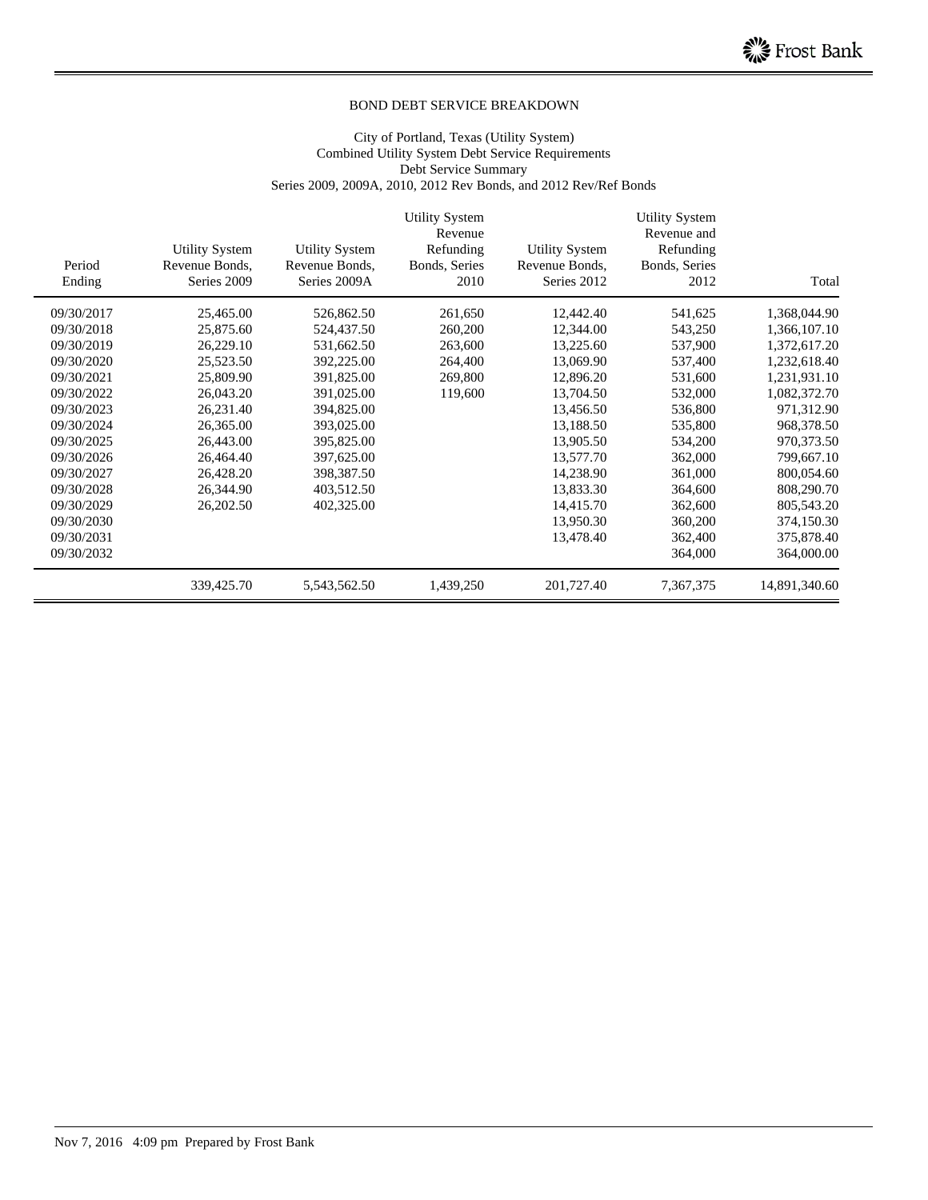BOND DEBT SERVICE BREAKDOWN

City of Portland, Texas (Utility System)
Combined Utility System Debt Service Requirements
Debt Service Summary
Series 2009, 2009A, 2010, 2012 Rev Bonds, and 2012 Rev/Ref Bonds

| Period Ending | Utility System Revenue Bonds, Series 2009 | Utility System Revenue Bonds, Series 2009A | Utility System Revenue Refunding Bonds, Series 2010 | Utility System Revenue Bonds, Series 2012 | Utility System Revenue and Refunding Bonds, Series 2012 | Total |
|---|---|---|---|---|---|---|
| 09/30/2017 | 25,465.00 | 526,862.50 | 261,650 | 12,442.40 | 541,625 | 1,368,044.90 |
| 09/30/2018 | 25,875.60 | 524,437.50 | 260,200 | 12,344.00 | 543,250 | 1,366,107.10 |
| 09/30/2019 | 26,229.10 | 531,662.50 | 263,600 | 13,225.60 | 537,900 | 1,372,617.20 |
| 09/30/2020 | 25,523.50 | 392,225.00 | 264,400 | 13,069.90 | 537,400 | 1,232,618.40 |
| 09/30/2021 | 25,809.90 | 391,825.00 | 269,800 | 12,896.20 | 531,600 | 1,231,931.10 |
| 09/30/2022 | 26,043.20 | 391,025.00 | 119,600 | 13,704.50 | 532,000 | 1,082,372.70 |
| 09/30/2023 | 26,231.40 | 394,825.00 | | 13,456.50 | 536,800 | 971,312.90 |
| 09/30/2024 | 26,365.00 | 393,025.00 | | 13,188.50 | 535,800 | 968,378.50 |
| 09/30/2025 | 26,443.00 | 395,825.00 | | 13,905.50 | 534,200 | 970,373.50 |
| 09/30/2026 | 26,464.40 | 397,625.00 | | 13,577.70 | 362,000 | 799,667.10 |
| 09/30/2027 | 26,428.20 | 398,387.50 | | 14,238.90 | 361,000 | 800,054.60 |
| 09/30/2028 | 26,344.90 | 403,512.50 | | 13,833.30 | 364,600 | 808,290.70 |
| 09/30/2029 | 26,202.50 | 402,325.00 | | 14,415.70 | 362,600 | 805,543.20 |
| 09/30/2030 | | | | 13,950.30 | 360,200 | 374,150.30 |
| 09/30/2031 | | | | 13,478.40 | 362,400 | 375,878.40 |
| 09/30/2032 | | | | | 364,000 | 364,000.00 |
| | 339,425.70 | 5,543,562.50 | 1,439,250 | 201,727.40 | 7,367,375 | 14,891,340.60 |

Nov 7, 2016 4:09 pm Prepared by Frost Bank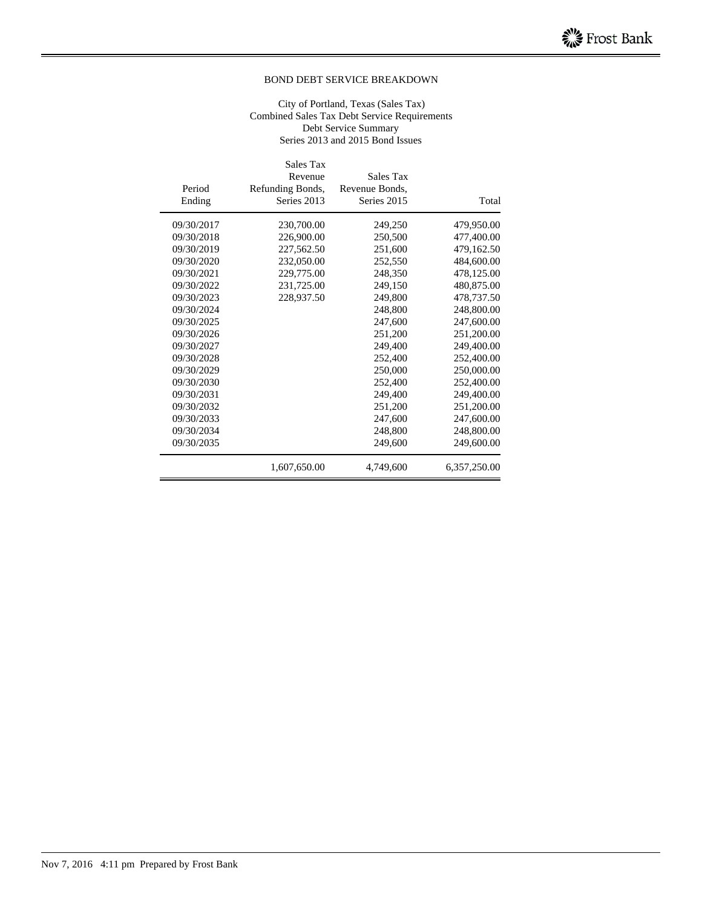## BOND DEBT SERVICE BREAKDOWN

City of Portland, Texas (Sales Tax)
Combined Sales Tax Debt Service Requirements
Debt Service Summary
Series 2013 and 2015 Bond Issues

| Period Ending | Sales Tax Revenue Refunding Bonds, Series 2013 | Sales Tax Revenue Bonds, Series 2015 | Total |
|---|---|---|---|
| 09/30/2017 | 230,700.00 | 249,250 | 479,950.00 |
| 09/30/2018 | 226,900.00 | 250,500 | 477,400.00 |
| 09/30/2019 | 227,562.50 | 251,600 | 479,162.50 |
| 09/30/2020 | 232,050.00 | 252,550 | 484,600.00 |
| 09/30/2021 | 229,775.00 | 248,350 | 478,125.00 |
| 09/30/2022 | 231,725.00 | 249,150 | 480,875.00 |
| 09/30/2023 | 228,937.50 | 249,800 | 478,737.50 |
| 09/30/2024 | | 248,800 | 248,800.00 |
| 09/30/2025 | | 247,600 | 247,600.00 |
| 09/30/2026 | | 251,200 | 251,200.00 |
| 09/30/2027 | | 249,400 | 249,400.00 |
| 09/30/2028 | | 252,400 | 252,400.00 |
| 09/30/2029 | | 250,000 | 250,000.00 |
| 09/30/2030 | | 252,400 | 252,400.00 |
| 09/30/2031 | | 249,400 | 249,400.00 |
| 09/30/2032 | | 251,200 | 251,200.00 |
| 09/30/2033 | | 247,600 | 247,600.00 |
| 09/30/2034 | | 248,800 | 248,800.00 |
| 09/30/2035 | | 249,600 | 249,600.00 |
| | 1,607,650.00 | 4,749,600 | 6,357,250.00 |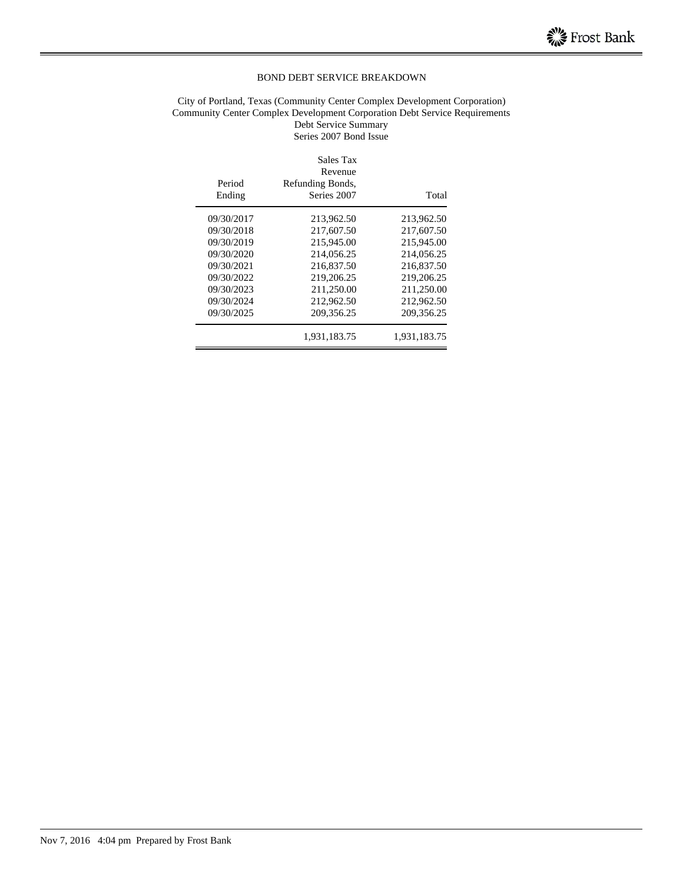## BOND DEBT SERVICE BREAKDOWN

City of Portland, Texas (Community Center Complex Development Corporation)
Community Center Complex Development Corporation Debt Service Requirements
Debt Service Summary
Series 2007 Bond Issue

| Period Ending | Sales Tax Revenue Refunding Bonds, Series 2007 | Total |
|---|---|---|
| 09/30/2017 | 213,962.50 | 213,962.50 |
| 09/30/2018 | 217,607.50 | 217,607.50 |
| 09/30/2019 | 215,945.00 | 215,945.00 |
| 09/30/2020 | 214,056.25 | 214,056.25 |
| 09/30/2021 | 216,837.50 | 216,837.50 |
| 09/30/2022 | 219,206.25 | 219,206.25 |
| 09/30/2023 | 211,250.00 | 211,250.00 |
| 09/30/2024 | 212,962.50 | 212,962.50 |
| 09/30/2025 | 209,356.25 | 209,356.25 |
| | 1,931,183.75 | 1,931,183.75 |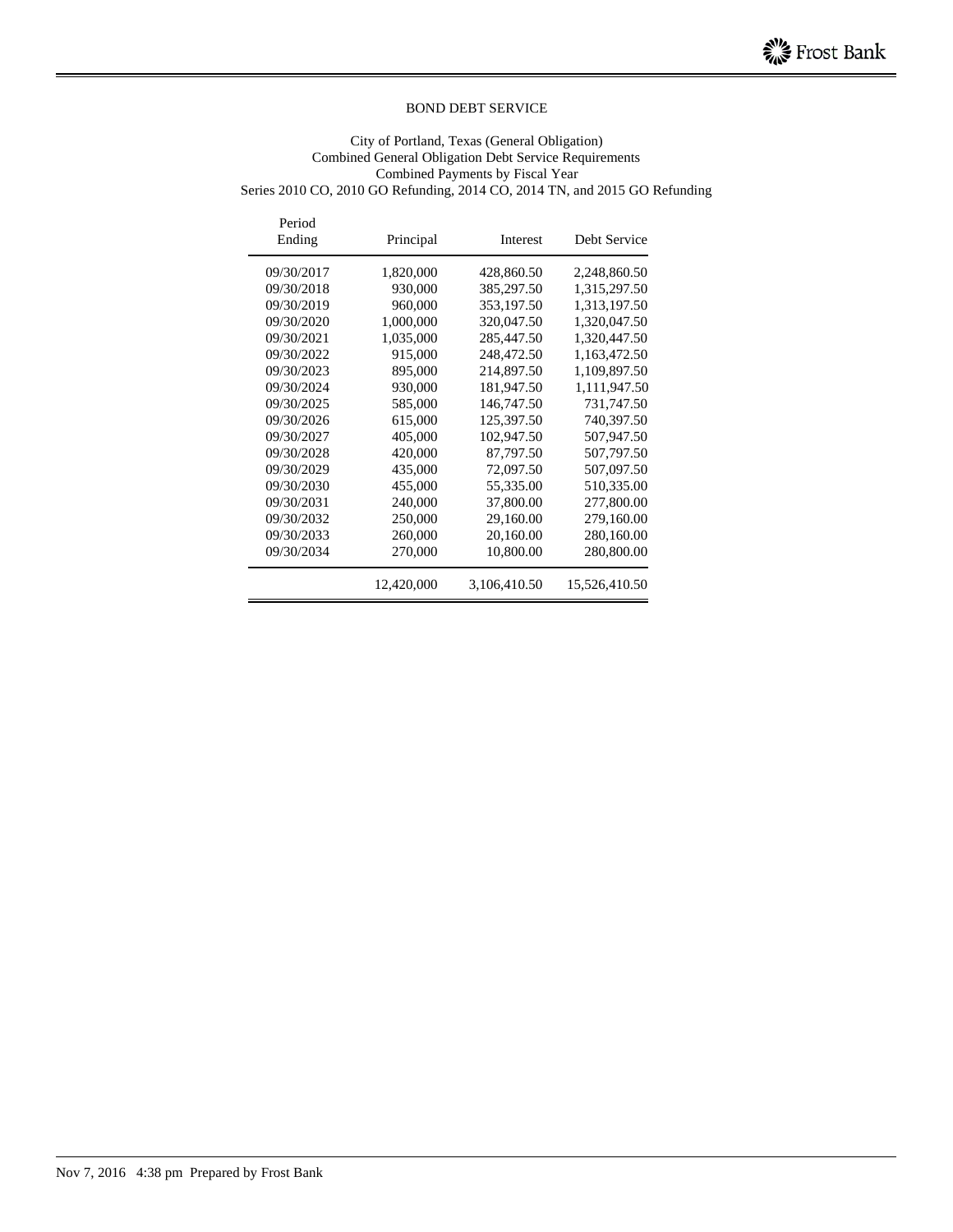## BOND DEBT SERVICE

City of Portland, Texas (General Obligation)
Combined General Obligation Debt Service Requirements
Combined Payments by Fiscal Year
Series 2010 CO, 2010 GO Refunding, 2014 CO, 2014 TN, and 2015 GO Refunding

| Period Ending | Principal | Interest | Debt Service |
|---|---|---|---|
| 09/30/2017 | 1,820,000 | 428,860.50 | 2,248,860.50 |
| 09/30/2018 | 930,000 | 385,297.50 | 1,315,297.50 |
| 09/30/2019 | 960,000 | 353,197.50 | 1,313,197.50 |
| 09/30/2020 | 1,000,000 | 320,047.50 | 1,320,047.50 |
| 09/30/2021 | 1,035,000 | 285,447.50 | 1,320,447.50 |
| 09/30/2022 | 915,000 | 248,472.50 | 1,163,472.50 |
| 09/30/2023 | 895,000 | 214,897.50 | 1,109,897.50 |
| 09/30/2024 | 930,000 | 181,947.50 | 1,111,947.50 |
| 09/30/2025 | 585,000 | 146,747.50 | 731,747.50 |
| 09/30/2026 | 615,000 | 125,397.50 | 740,397.50 |
| 09/30/2027 | 405,000 | 102,947.50 | 507,947.50 |
| 09/30/2028 | 420,000 | 87,797.50 | 507,797.50 |
| 09/30/2029 | 435,000 | 72,097.50 | 507,097.50 |
| 09/30/2030 | 455,000 | 55,335.00 | 510,335.00 |
| 09/30/2031 | 240,000 | 37,800.00 | 277,800.00 |
| 09/30/2032 | 250,000 | 29,160.00 | 279,160.00 |
| 09/30/2033 | 260,000 | 20,160.00 | 280,160.00 |
| 09/30/2034 | 270,000 | 10,800.00 | 280,800.00 |
| | 12,420,000 | 3,106,410.50 | 15,526,410.50 |

Nov 7, 2016 4:38 pm Prepared by Frost Bank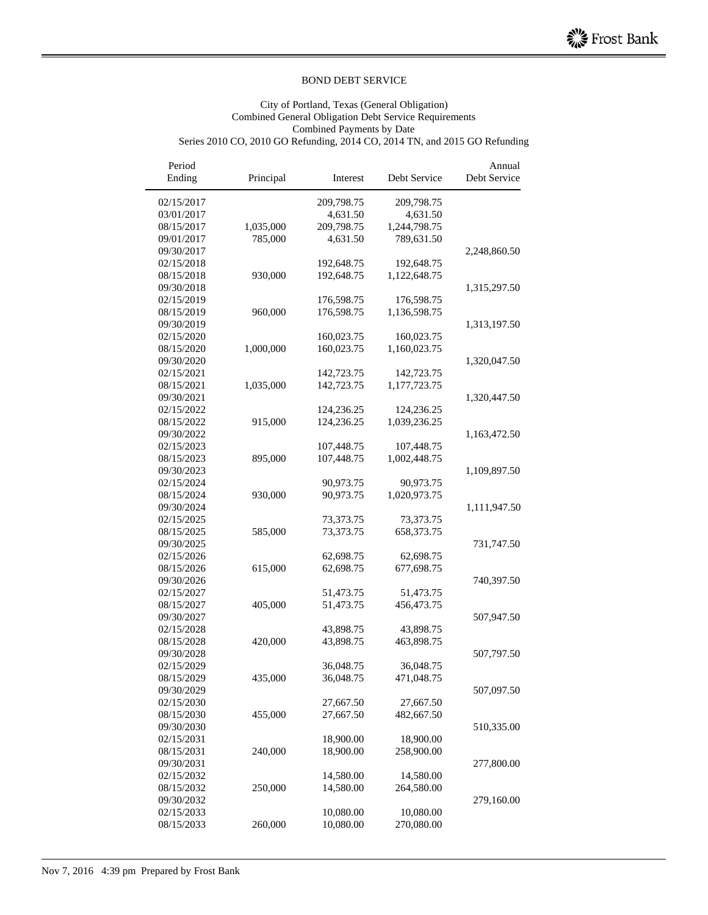BOND DEBT SERVICE

City of Portland, Texas (General Obligation)
Combined General Obligation Debt Service Requirements
Combined Payments by Date
Series 2010 CO, 2010 GO Refunding, 2014 CO, 2014 TN, and 2015 GO Refunding

| Period Ending | Principal | Interest | Debt Service | Annual Debt Service |
|---|---|---|---|---|
| 02/15/2017 | | 209,798.75 | 209,798.75 | |
| 03/01/2017 | | 4,631.50 | 4,631.50 | |
| 08/15/2017 | 1,035,000 | 209,798.75 | 1,244,798.75 | |
| 09/01/2017 | 785,000 | 4,631.50 | 789,631.50 | |
| 09/30/2017 | | | | 2,248,860.50 |
| 02/15/2018 | | 192,648.75 | 192,648.75 | |
| 08/15/2018 | 930,000 | 192,648.75 | 1,122,648.75 | |
| 09/30/2018 | | | | 1,315,297.50 |
| 02/15/2019 | | 176,598.75 | 176,598.75 | |
| 08/15/2019 | 960,000 | 176,598.75 | 1,136,598.75 | |
| 09/30/2019 | | | | 1,313,197.50 |
| 02/15/2020 | | 160,023.75 | 160,023.75 | |
| 08/15/2020 | 1,000,000 | 160,023.75 | 1,160,023.75 | |
| 09/30/2020 | | | | 1,320,047.50 |
| 02/15/2021 | | 142,723.75 | 142,723.75 | |
| 08/15/2021 | 1,035,000 | 142,723.75 | 1,177,723.75 | |
| 09/30/2021 | | | | 1,320,447.50 |
| 02/15/2022 | | 124,236.25 | 124,236.25 | |
| 08/15/2022 | 915,000 | 124,236.25 | 1,039,236.25 | |
| 09/30/2022 | | | | 1,163,472.50 |
| 02/15/2023 | | 107,448.75 | 107,448.75 | |
| 08/15/2023 | 895,000 | 107,448.75 | 1,002,448.75 | |
| 09/30/2023 | | | | 1,109,897.50 |
| 02/15/2024 | | 90,973.75 | 90,973.75 | |
| 08/15/2024 | 930,000 | 90,973.75 | 1,020,973.75 | |
| 09/30/2024 | | | | 1,111,947.50 |
| 02/15/2025 | | 73,373.75 | 73,373.75 | |
| 08/15/2025 | 585,000 | 73,373.75 | 658,373.75 | |
| 09/30/2025 | | | | 731,747.50 |
| 02/15/2026 | | 62,698.75 | 62,698.75 | |
| 08/15/2026 | 615,000 | 62,698.75 | 677,698.75 | |
| 09/30/2026 | | | | 740,397.50 |
| 02/15/2027 | | 51,473.75 | 51,473.75 | |
| 08/15/2027 | 405,000 | 51,473.75 | 456,473.75 | |
| 09/30/2027 | | | | 507,947.50 |
| 02/15/2028 | | 43,898.75 | 43,898.75 | |
| 08/15/2028 | 420,000 | 43,898.75 | 463,898.75 | |
| 09/30/2028 | | | | 507,797.50 |
| 02/15/2029 | | 36,048.75 | 36,048.75 | |
| 08/15/2029 | 435,000 | 36,048.75 | 471,048.75 | |
| 09/30/2029 | | | | 507,097.50 |
| 02/15/2030 | | 27,667.50 | 27,667.50 | |
| 08/15/2030 | 455,000 | 27,667.50 | 482,667.50 | |
| 09/30/2030 | | | | 510,335.00 |
| 02/15/2031 | | 18,900.00 | 18,900.00 | |
| 08/15/2031 | 240,000 | 18,900.00 | 258,900.00 | |
| 09/30/2031 | | | | 277,800.00 |
| 02/15/2032 | | 14,580.00 | 14,580.00 | |
| 08/15/2032 | 250,000 | 14,580.00 | 264,580.00 | |
| 09/30/2032 | | | | 279,160.00 |
| 02/15/2033 | | 10,080.00 | 10,080.00 | |
| 08/15/2033 | 260,000 | 10,080.00 | 270,080.00 | |

Nov 7, 2016 4:39 pm Prepared by Frost Bank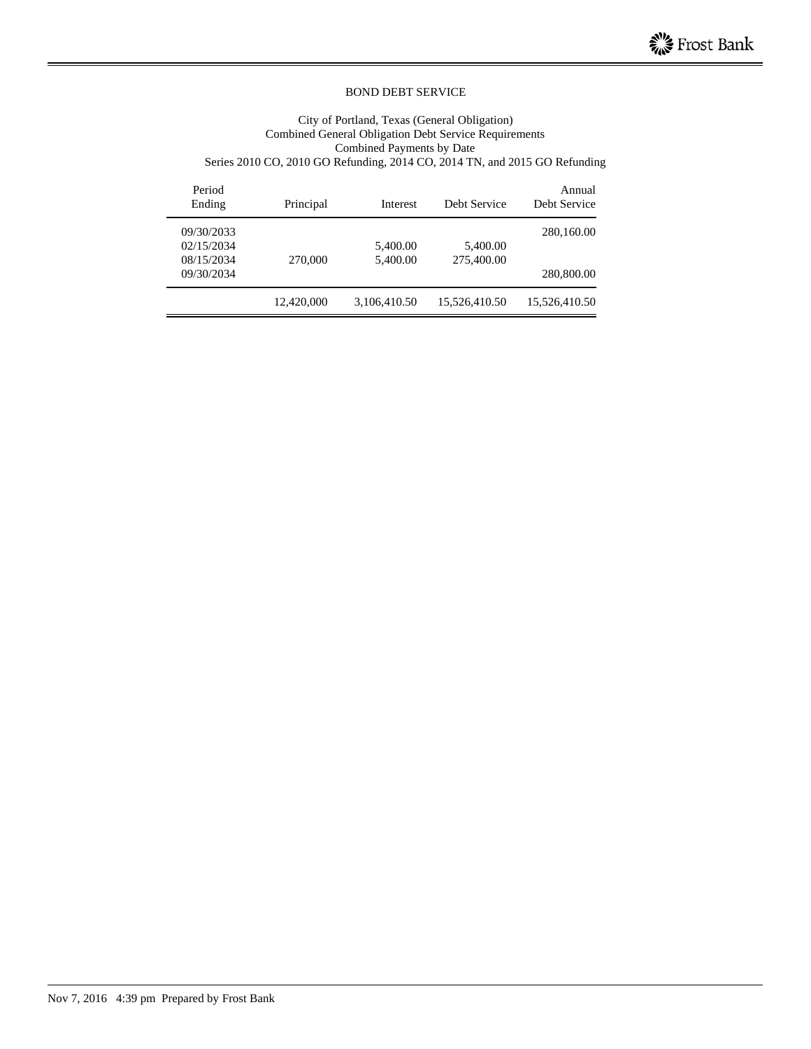BOND DEBT SERVICE

City of Portland, Texas (General Obligation)
Combined General Obligation Debt Service Requirements
Combined Payments by Date
Series 2010 CO, 2010 GO Refunding, 2014 CO, 2014 TN, and 2015 GO Refunding

| Period Ending | Principal | Interest | Debt Service | Annual Debt Service |
|---|---|---|---|---|
| 09/30/2033 | | | | 280,160.00 |
| 02/15/2034 | | 5,400.00 | 5,400.00 | |
| 08/15/2034 | 270,000 | 5,400.00 | 275,400.00 | |
| 09/30/2034 | | | | 280,800.00 |
| | 12,420,000 | 3,106,410.50 | 15,526,410.50 | 15,526,410.50 |

Nov 7, 2016 4:39 pm Prepared by Frost Bank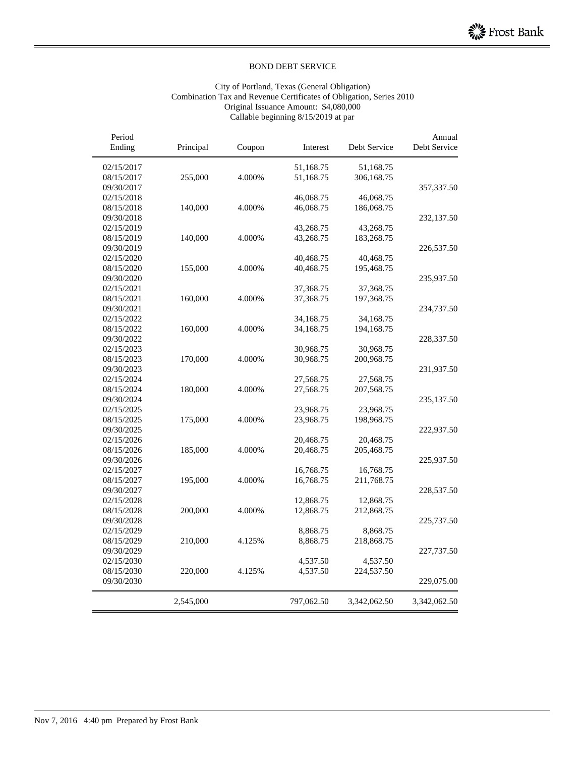## BOND DEBT SERVICE

City of Portland, Texas (General Obligation)
Combination Tax and Revenue Certificates of Obligation, Series 2010
Original Issuance Amount: $4,080,000
Callable beginning 8/15/2019 at par

| Period Ending | Principal | Coupon | Interest | Debt Service | Annual Debt Service |
|---|---|---|---|---|---|
| 02/15/2017 | | | 51,168.75 | 51,168.75 | |
| 08/15/2017 | 255,000 | 4.000% | 51,168.75 | 306,168.75 | |
| 09/30/2017 | | | | | 357,337.50 |
| 02/15/2018 | | | 46,068.75 | 46,068.75 | |
| 08/15/2018 | 140,000 | 4.000% | 46,068.75 | 186,068.75 | |
| 09/30/2018 | | | | | 232,137.50 |
| 02/15/2019 | | | 43,268.75 | 43,268.75 | |
| 08/15/2019 | 140,000 | 4.000% | 43,268.75 | 183,268.75 | |
| 09/30/2019 | | | | | 226,537.50 |
| 02/15/2020 | | | 40,468.75 | 40,468.75 | |
| 08/15/2020 | 155,000 | 4.000% | 40,468.75 | 195,468.75 | |
| 09/30/2020 | | | | | 235,937.50 |
| 02/15/2021 | | | 37,368.75 | 37,368.75 | |
| 08/15/2021 | 160,000 | 4.000% | 37,368.75 | 197,368.75 | |
| 09/30/2021 | | | | | 234,737.50 |
| 02/15/2022 | | | 34,168.75 | 34,168.75 | |
| 08/15/2022 | 160,000 | 4.000% | 34,168.75 | 194,168.75 | |
| 09/30/2022 | | | | | 228,337.50 |
| 02/15/2023 | | | 30,968.75 | 30,968.75 | |
| 08/15/2023 | 170,000 | 4.000% | 30,968.75 | 200,968.75 | |
| 09/30/2023 | | | | | 231,937.50 |
| 02/15/2024 | | | 27,568.75 | 27,568.75 | |
| 08/15/2024 | 180,000 | 4.000% | 27,568.75 | 207,568.75 | |
| 09/30/2024 | | | | | 235,137.50 |
| 02/15/2025 | | | 23,968.75 | 23,968.75 | |
| 08/15/2025 | 175,000 | 4.000% | 23,968.75 | 198,968.75 | |
| 09/30/2025 | | | | | 222,937.50 |
| 02/15/2026 | | | 20,468.75 | 20,468.75 | |
| 08/15/2026 | 185,000 | 4.000% | 20,468.75 | 205,468.75 | |
| 09/30/2026 | | | | | 225,937.50 |
| 02/15/2027 | | | 16,768.75 | 16,768.75 | |
| 08/15/2027 | 195,000 | 4.000% | 16,768.75 | 211,768.75 | |
| 09/30/2027 | | | | | 228,537.50 |
| 02/15/2028 | | | 12,868.75 | 12,868.75 | |
| 08/15/2028 | 200,000 | 4.000% | 12,868.75 | 212,868.75 | |
| 09/30/2028 | | | | | 225,737.50 |
| 02/15/2029 | | | 8,868.75 | 8,868.75 | |
| 08/15/2029 | 210,000 | 4.125% | 8,868.75 | 218,868.75 | |
| 09/30/2029 | | | | | 227,737.50 |
| 02/15/2030 | | | 4,537.50 | 4,537.50 | |
| 08/15/2030 | 220,000 | 4.125% | 4,537.50 | 224,537.50 | |
| 09/30/2030 | | | | | 229,075.00 |
| | 2,545,000 | | 797,062.50 | 3,342,062.50 | 3,342,062.50 |

Nov 7, 2016 4:40 pm Prepared by Frost Bank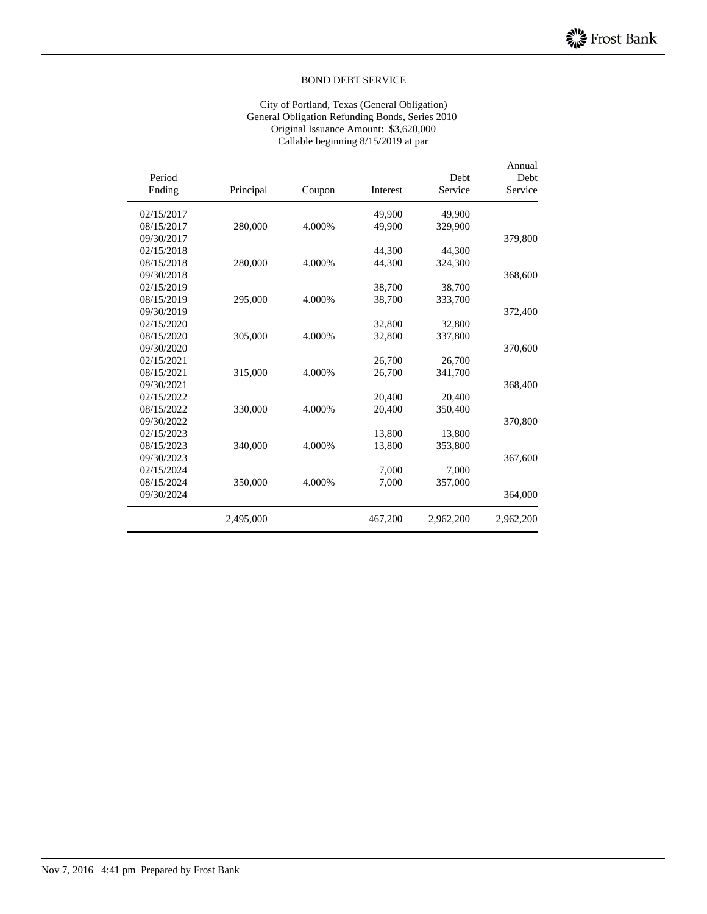# BOND DEBT SERVICE

City of Portland, Texas (General Obligation)
General Obligation Refunding Bonds, Series 2010
Original Issuance Amount: $3,620,000
Callable beginning 8/15/2019 at par

| Period Ending | Principal | Coupon | Interest | Debt Service | Annual Debt Service |
|---|---|---|---|---|---|
| 02/15/2017 | | | 49,900 | 49,900 | |
| 08/15/2017 | 280,000 | 4.000% | 49,900 | 329,900 | |
| 09/30/2017 | | | | | 379,800 |
| 02/15/2018 | | | 44,300 | 44,300 | |
| 08/15/2018 | 280,000 | 4.000% | 44,300 | 324,300 | |
| 09/30/2018 | | | | | 368,600 |
| 02/15/2019 | | | 38,700 | 38,700 | |
| 08/15/2019 | 295,000 | 4.000% | 38,700 | 333,700 | |
| 09/30/2019 | | | | | 372,400 |
| 02/15/2020 | | | 32,800 | 32,800 | |
| 08/15/2020 | 305,000 | 4.000% | 32,800 | 337,800 | |
| 09/30/2020 | | | | | 370,600 |
| 02/15/2021 | | | 26,700 | 26,700 | |
| 08/15/2021 | 315,000 | 4.000% | 26,700 | 341,700 | |
| 09/30/2021 | | | | | 368,400 |
| 02/15/2022 | | | 20,400 | 20,400 | |
| 08/15/2022 | 330,000 | 4.000% | 20,400 | 350,400 | |
| 09/30/2022 | | | | | 370,800 |
| 02/15/2023 | | | 13,800 | 13,800 | |
| 08/15/2023 | 340,000 | 4.000% | 13,800 | 353,800 | |
| 09/30/2023 | | | | | 367,600 |
| 02/15/2024 | | | 7,000 | 7,000 | |
| 08/15/2024 | 350,000 | 4.000% | 7,000 | 357,000 | |
| 09/30/2024 | | | | | 364,000 |
| | 2,495,000 | | 467,200 | 2,962,200 | 2,962,200 |

Nov 7, 2016 4:41 pm Prepared by Frost Bank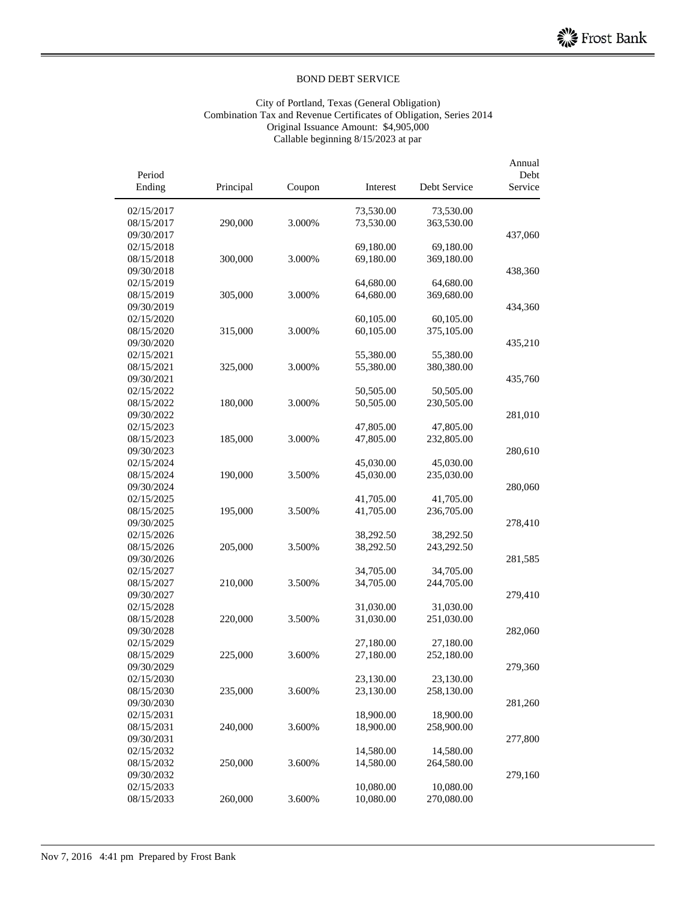BOND DEBT SERVICE

City of Portland, Texas (General Obligation)
Combination Tax and Revenue Certificates of Obligation, Series 2014
Original Issuance Amount: $4,905,000
Callable beginning 8/15/2023 at par

| Period Ending | Principal | Coupon | Interest | Debt Service | Annual Debt Service |
|---|---|---|---|---|---|
| 02/15/2017 | | | 73,530.00 | 73,530.00 | |
| 08/15/2017 | 290,000 | 3.000% | 73,530.00 | 363,530.00 | |
| 09/30/2017 | | | | | 437,060 |
| 02/15/2018 | | | 69,180.00 | 69,180.00 | |
| 08/15/2018 | 300,000 | 3.000% | 69,180.00 | 369,180.00 | |
| 09/30/2018 | | | | | 438,360 |
| 02/15/2019 | | | 64,680.00 | 64,680.00 | |
| 08/15/2019 | 305,000 | 3.000% | 64,680.00 | 369,680.00 | |
| 09/30/2019 | | | | | 434,360 |
| 02/15/2020 | | | 60,105.00 | 60,105.00 | |
| 08/15/2020 | 315,000 | 3.000% | 60,105.00 | 375,105.00 | |
| 09/30/2020 | | | | | 435,210 |
| 02/15/2021 | | | 55,380.00 | 55,380.00 | |
| 08/15/2021 | 325,000 | 3.000% | 55,380.00 | 380,380.00 | |
| 09/30/2021 | | | | | 435,760 |
| 02/15/2022 | | | 50,505.00 | 50,505.00 | |
| 08/15/2022 | 180,000 | 3.000% | 50,505.00 | 230,505.00 | |
| 09/30/2022 | | | | | 281,010 |
| 02/15/2023 | | | 47,805.00 | 47,805.00 | |
| 08/15/2023 | 185,000 | 3.000% | 47,805.00 | 232,805.00 | |
| 09/30/2023 | | | | | 280,610 |
| 02/15/2024 | | | 45,030.00 | 45,030.00 | |
| 08/15/2024 | 190,000 | 3.500% | 45,030.00 | 235,030.00 | |
| 09/30/2024 | | | | | 280,060 |
| 02/15/2025 | | | 41,705.00 | 41,705.00 | |
| 08/15/2025 | 195,000 | 3.500% | 41,705.00 | 236,705.00 | |
| 09/30/2025 | | | | | 278,410 |
| 02/15/2026 | | | 38,292.50 | 38,292.50 | |
| 08/15/2026 | 205,000 | 3.500% | 38,292.50 | 243,292.50 | |
| 09/30/2026 | | | | | 281,585 |
| 02/15/2027 | | | 34,705.00 | 34,705.00 | |
| 08/15/2027 | 210,000 | 3.500% | 34,705.00 | 244,705.00 | |
| 09/30/2027 | | | | | 279,410 |
| 02/15/2028 | | | 31,030.00 | 31,030.00 | |
| 08/15/2028 | 220,000 | 3.500% | 31,030.00 | 251,030.00 | |
| 09/30/2028 | | | | | 282,060 |
| 02/15/2029 | | | 27,180.00 | 27,180.00 | |
| 08/15/2029 | 225,000 | 3.600% | 27,180.00 | 252,180.00 | |
| 09/30/2029 | | | | | 279,360 |
| 02/15/2030 | | | 23,130.00 | 23,130.00 | |
| 08/15/2030 | 235,000 | 3.600% | 23,130.00 | 258,130.00 | |
| 09/30/2030 | | | | | 281,260 |
| 02/15/2031 | | | 18,900.00 | 18,900.00 | |
| 08/15/2031 | 240,000 | 3.600% | 18,900.00 | 258,900.00 | |
| 09/30/2031 | | | | | 277,800 |
| 02/15/2032 | | | 14,580.00 | 14,580.00 | |
| 08/15/2032 | 250,000 | 3.600% | 14,580.00 | 264,580.00 | |
| 09/30/2032 | | | | | 279,160 |
| 02/15/2033 | | | 10,080.00 | 10,080.00 | |
| 08/15/2033 | 260,000 | 3.600% | 10,080.00 | 270,080.00 | |

Nov 7, 2016 4:41 pm Prepared by Frost Bank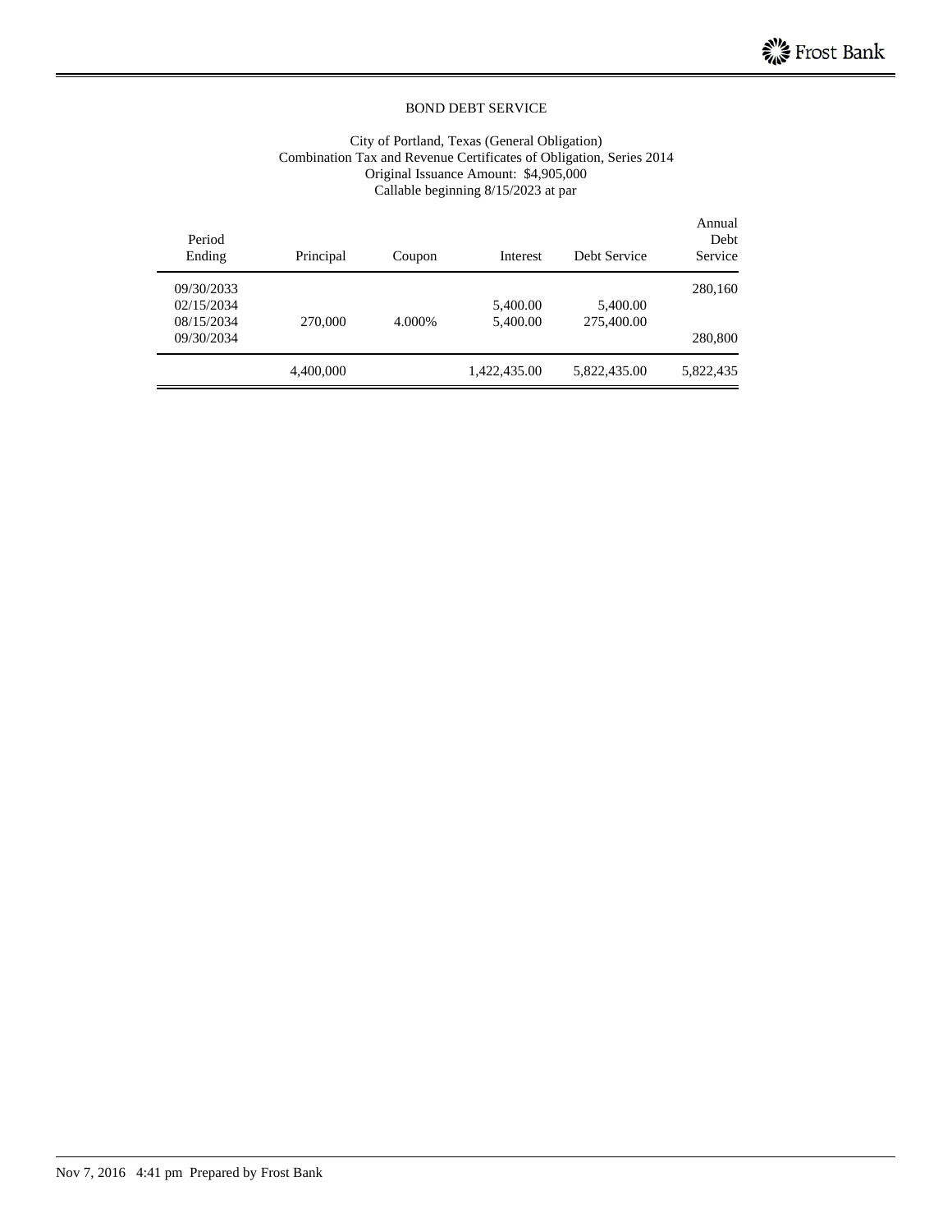BOND DEBT SERVICE

City of Portland, Texas (General Obligation)
Combination Tax and Revenue Certificates of Obligation, Series 2014
Original Issuance Amount: $4,905,000
Callable beginning 8/15/2023 at par

| Period Ending | Principal | Coupon | Interest | Debt Service | Annual Debt Service |
|---|---|---|---|---|---|
| 09/30/2033 | | | | | 280,160 |
| 02/15/2034 | | | 5,400.00 | 5,400.00 | |
| 08/15/2034 | 270,000 | 4.000% | 5,400.00 | 275,400.00 | |
| 09/30/2034 | | | | | 280,800 |
| | 4,400,000 | | 1,422,435.00 | 5,822,435.00 | 5,822,435 |

Nov 7, 2016 4:41 pm Prepared by Frost Bank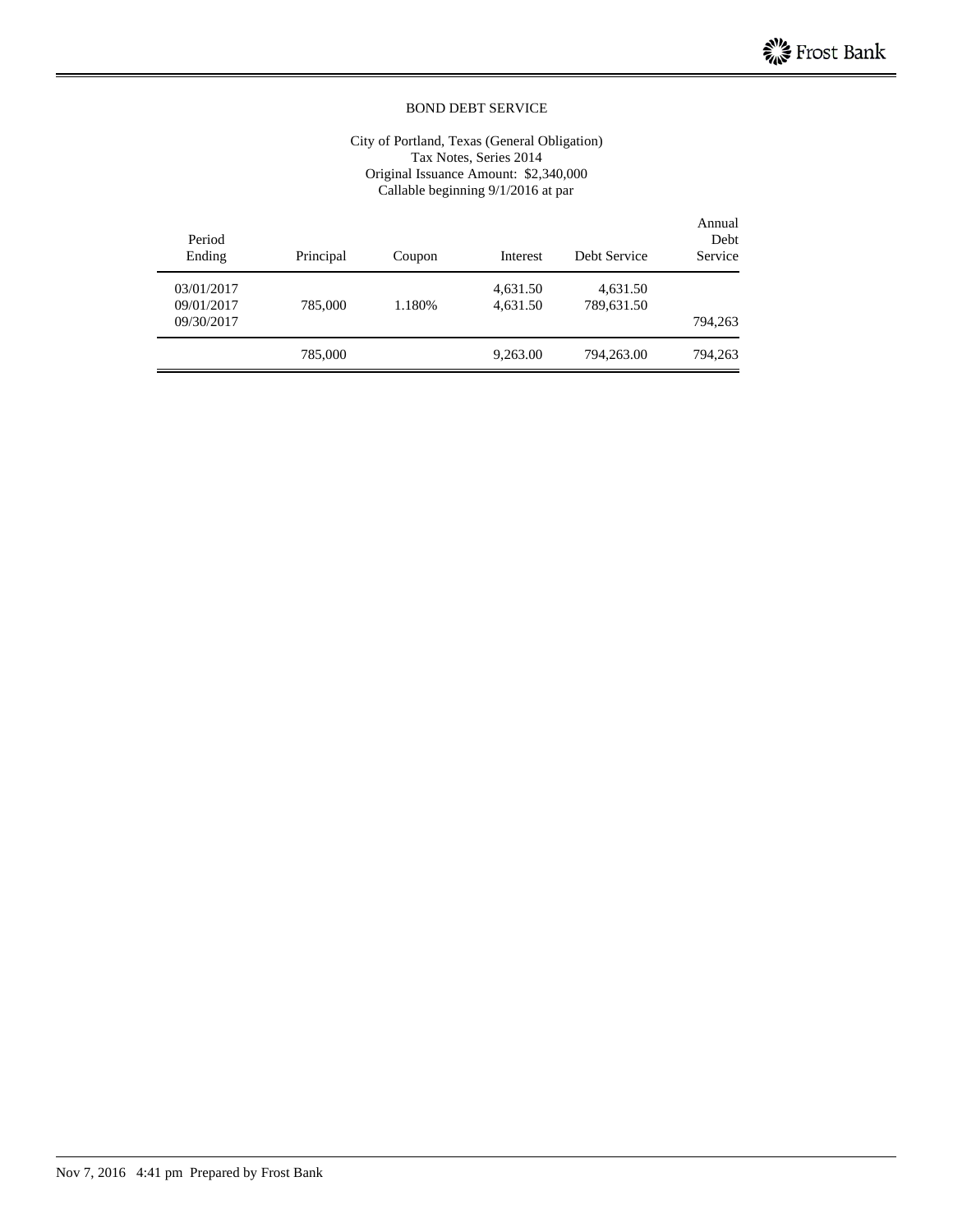BOND DEBT SERVICE

City of Portland, Texas (General Obligation)
Tax Notes, Series 2014
Original Issuance Amount: $2,340,000
Callable beginning 9/1/2016 at par

| Period Ending | Principal | Coupon | Interest | Debt Service | Annual Debt Service |
|---|---|---|---|---|---|
| 03/01/2017 | | | 4,631.50 | 4,631.50 | |
| 09/01/2017 | 785,000 | 1.180% | 4,631.50 | 789,631.50 | |
| 09/30/2017 | | | | | 794,263 |
| | 785,000 | | 9,263.00 | 794,263.00 | 794,263 |

Nov 7, 2016 4:41 pm Prepared by Frost Bank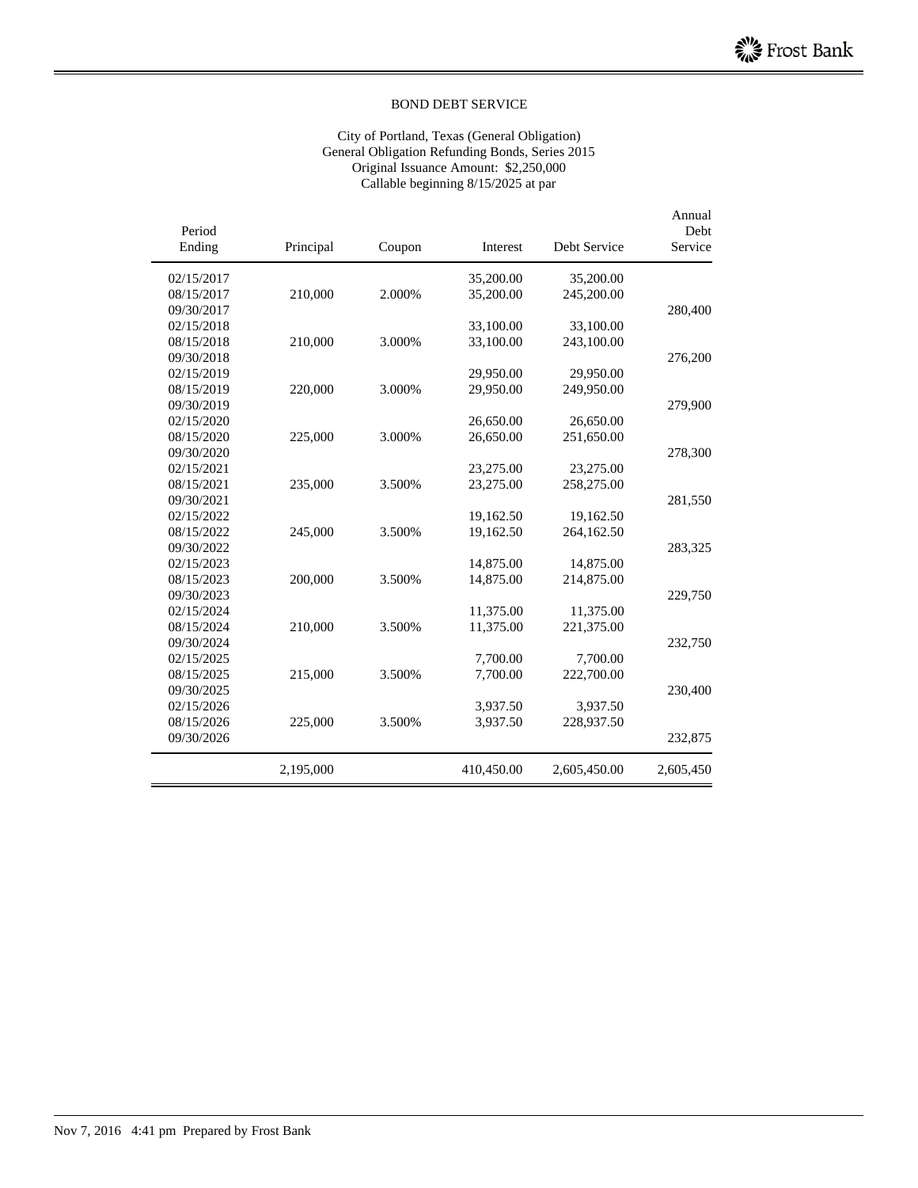Frost Bank

## BOND DEBT SERVICE

City of Portland, Texas (General Obligation)
General Obligation Refunding Bonds, Series 2015
Original Issuance Amount: $2,250,000
Callable beginning 8/15/2025 at par

| Period Ending | Principal | Coupon | Interest | Debt Service | Annual Debt Service |
|---|---|---|---|---|---|
| 02/15/2017 | | | 35,200.00 | 35,200.00 | |
| 08/15/2017 | 210,000 | 2.000% | 35,200.00 | 245,200.00 | |
| 09/30/2017 | | | | | 280,400 |
| 02/15/2018 | | | 33,100.00 | 33,100.00 | |
| 08/15/2018 | 210,000 | 3.000% | 33,100.00 | 243,100.00 | |
| 09/30/2018 | | | | | 276,200 |
| 02/15/2019 | | | 29,950.00 | 29,950.00 | |
| 08/15/2019 | 220,000 | 3.000% | 29,950.00 | 249,950.00 | |
| 09/30/2019 | | | | | 279,900 |
| 02/15/2020 | | | 26,650.00 | 26,650.00 | |
| 08/15/2020 | 225,000 | 3.000% | 26,650.00 | 251,650.00 | |
| 09/30/2020 | | | | | 278,300 |
| 02/15/2021 | | | 23,275.00 | 23,275.00 | |
| 08/15/2021 | 235,000 | 3.500% | 23,275.00 | 258,275.00 | |
| 09/30/2021 | | | | | 281,550 |
| 02/15/2022 | | | 19,162.50 | 19,162.50 | |
| 08/15/2022 | 245,000 | 3.500% | 19,162.50 | 264,162.50 | |
| 09/30/2022 | | | | | 283,325 |
| 02/15/2023 | | | 14,875.00 | 14,875.00 | |
| 08/15/2023 | 200,000 | 3.500% | 14,875.00 | 214,875.00 | |
| 09/30/2023 | | | | | 229,750 |
| 02/15/2024 | | | 11,375.00 | 11,375.00 | |
| 08/15/2024 | 210,000 | 3.500% | 11,375.00 | 221,375.00 | |
| 09/30/2024 | | | | | 232,750 |
| 02/15/2025 | | | 7,700.00 | 7,700.00 | |
| 08/15/2025 | 215,000 | 3.500% | 7,700.00 | 222,700.00 | |
| 09/30/2025 | | | | | 230,400 |
| 02/15/2026 | | | 3,937.50 | 3,937.50 | |
| 08/15/2026 | 225,000 | 3.500% | 3,937.50 | 228,937.50 | |
| 09/30/2026 | | | | | 232,875 |
| | 2,195,000 | | 410,450.00 | 2,605,450.00 | 2,605,450 |

Nov 7, 2016 4:41 pm Prepared by Frost Bank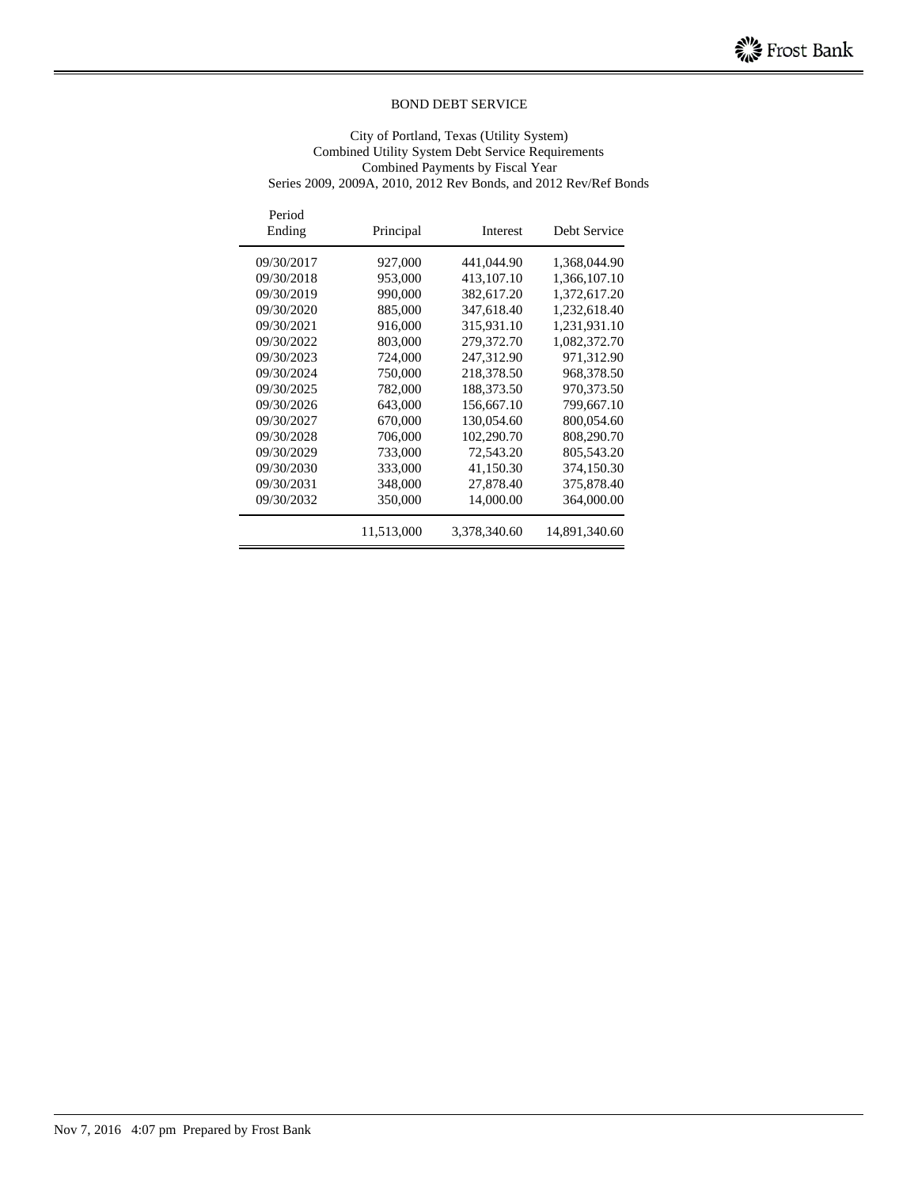BOND DEBT SERVICE

City of Portland, Texas (Utility System)
Combined Utility System Debt Service Requirements
Combined Payments by Fiscal Year
Series 2009, 2009A, 2010, 2012 Rev Bonds, and 2012 Rev/Ref Bonds

| Period Ending | Principal | Interest | Debt Service |
|---|---|---|---|
| 09/30/2017 | 927,000 | 441,044.90 | 1,368,044.90 |
| 09/30/2018 | 953,000 | 413,107.10 | 1,366,107.10 |
| 09/30/2019 | 990,000 | 382,617.20 | 1,372,617.20 |
| 09/30/2020 | 885,000 | 347,618.40 | 1,232,618.40 |
| 09/30/2021 | 916,000 | 315,931.10 | 1,231,931.10 |
| 09/30/2022 | 803,000 | 279,372.70 | 1,082,372.70 |
| 09/30/2023 | 724,000 | 247,312.90 | 971,312.90 |
| 09/30/2024 | 750,000 | 218,378.50 | 968,378.50 |
| 09/30/2025 | 782,000 | 188,373.50 | 970,373.50 |
| 09/30/2026 | 643,000 | 156,667.10 | 799,667.10 |
| 09/30/2027 | 670,000 | 130,054.60 | 800,054.60 |
| 09/30/2028 | 706,000 | 102,290.70 | 808,290.70 |
| 09/30/2029 | 733,000 | 72,543.20 | 805,543.20 |
| 09/30/2030 | 333,000 | 41,150.30 | 374,150.30 |
| 09/30/2031 | 348,000 | 27,878.40 | 375,878.40 |
| 09/30/2032 | 350,000 | 14,000.00 | 364,000.00 |
| | 11,513,000 | 3,378,340.60 | 14,891,340.60 |

Nov 7, 2016 4:07 pm Prepared by Frost Bank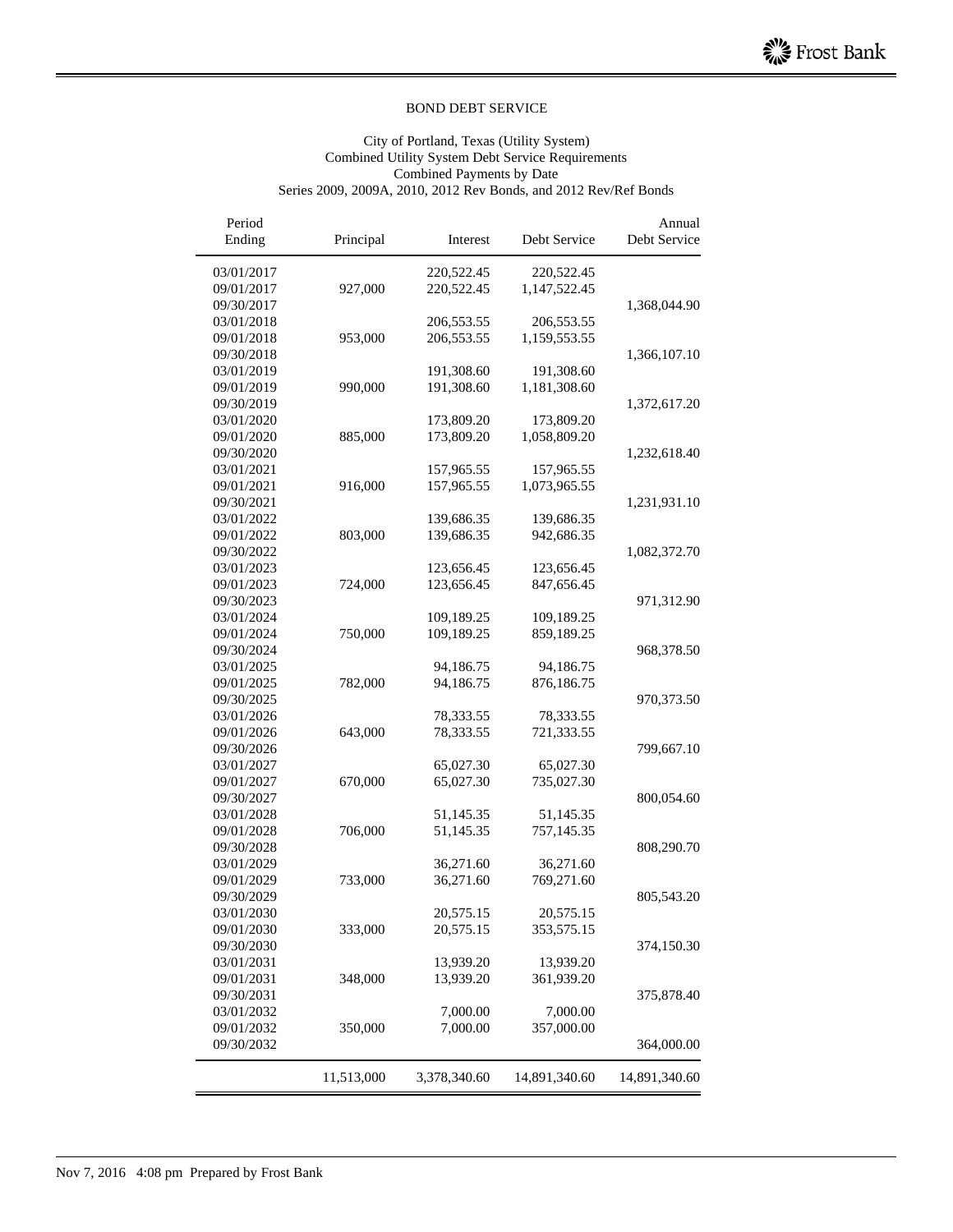## BOND DEBT SERVICE

City of Portland, Texas (Utility System)
Combined Utility System Debt Service Requirements
Combined Payments by Date
Series 2009, 2009A, 2010, 2012 Rev Bonds, and 2012 Rev/Ref Bonds

| Period Ending | Principal | Interest | Debt Service | Annual Debt Service |
|---|---|---|---|---|
| 03/01/2017 | | 220,522.45 | 220,522.45 | |
| 09/01/2017 | 927,000 | 220,522.45 | 1,147,522.45 | |
| 09/30/2017 | | | | 1,368,044.90 |
| 03/01/2018 | | 206,553.55 | 206,553.55 | |
| 09/01/2018 | 953,000 | 206,553.55 | 1,159,553.55 | |
| 09/30/2018 | | | | 1,366,107.10 |
| 03/01/2019 | | 191,308.60 | 191,308.60 | |
| 09/01/2019 | 990,000 | 191,308.60 | 1,181,308.60 | |
| 09/30/2019 | | | | 1,372,617.20 |
| 03/01/2020 | | 173,809.20 | 173,809.20 | |
| 09/01/2020 | 885,000 | 173,809.20 | 1,058,809.20 | |
| 09/30/2020 | | | | 1,232,618.40 |
| 03/01/2021 | | 157,965.55 | 157,965.55 | |
| 09/01/2021 | 916,000 | 157,965.55 | 1,073,965.55 | |
| 09/30/2021 | | | | 1,231,931.10 |
| 03/01/2022 | | 139,686.35 | 139,686.35 | |
| 09/01/2022 | 803,000 | 139,686.35 | 942,686.35 | |
| 09/30/2022 | | | | 1,082,372.70 |
| 03/01/2023 | | 123,656.45 | 123,656.45 | |
| 09/01/2023 | 724,000 | 123,656.45 | 847,656.45 | |
| 09/30/2023 | | | | 971,312.90 |
| 03/01/2024 | | 109,189.25 | 109,189.25 | |
| 09/01/2024 | 750,000 | 109,189.25 | 859,189.25 | |
| 09/30/2024 | | | | 968,378.50 |
| 03/01/2025 | | 94,186.75 | 94,186.75 | |
| 09/01/2025 | 782,000 | 94,186.75 | 876,186.75 | |
| 09/30/2025 | | | | 970,373.50 |
| 03/01/2026 | | 78,333.55 | 78,333.55 | |
| 09/01/2026 | 643,000 | 78,333.55 | 721,333.55 | |
| 09/30/2026 | | | | 799,667.10 |
| 03/01/2027 | | 65,027.30 | 65,027.30 | |
| 09/01/2027 | 670,000 | 65,027.30 | 735,027.30 | |
| 09/30/2027 | | | | 800,054.60 |
| 03/01/2028 | | 51,145.35 | 51,145.35 | |
| 09/01/2028 | 706,000 | 51,145.35 | 757,145.35 | |
| 09/30/2028 | | | | 808,290.70 |
| 03/01/2029 | | 36,271.60 | 36,271.60 | |
| 09/01/2029 | 733,000 | 36,271.60 | 769,271.60 | |
| 09/30/2029 | | | | 805,543.20 |
| 03/01/2030 | | 20,575.15 | 20,575.15 | |
| 09/01/2030 | 333,000 | 20,575.15 | 353,575.15 | |
| 09/30/2030 | | | | 374,150.30 |
| 03/01/2031 | | 13,939.20 | 13,939.20 | |
| 09/01/2031 | 348,000 | 13,939.20 | 361,939.20 | |
| 09/30/2031 | | | | 375,878.40 |
| 03/01/2032 | | 7,000.00 | 7,000.00 | |
| 09/01/2032 | 350,000 | 7,000.00 | 357,000.00 | |
| 09/30/2032 | | | | 364,000.00 |
| | 11,513,000 | 3,378,340.60 | 14,891,340.60 | 14,891,340.60 |

Nov 7, 2016 4:08 pm Prepared by Frost Bank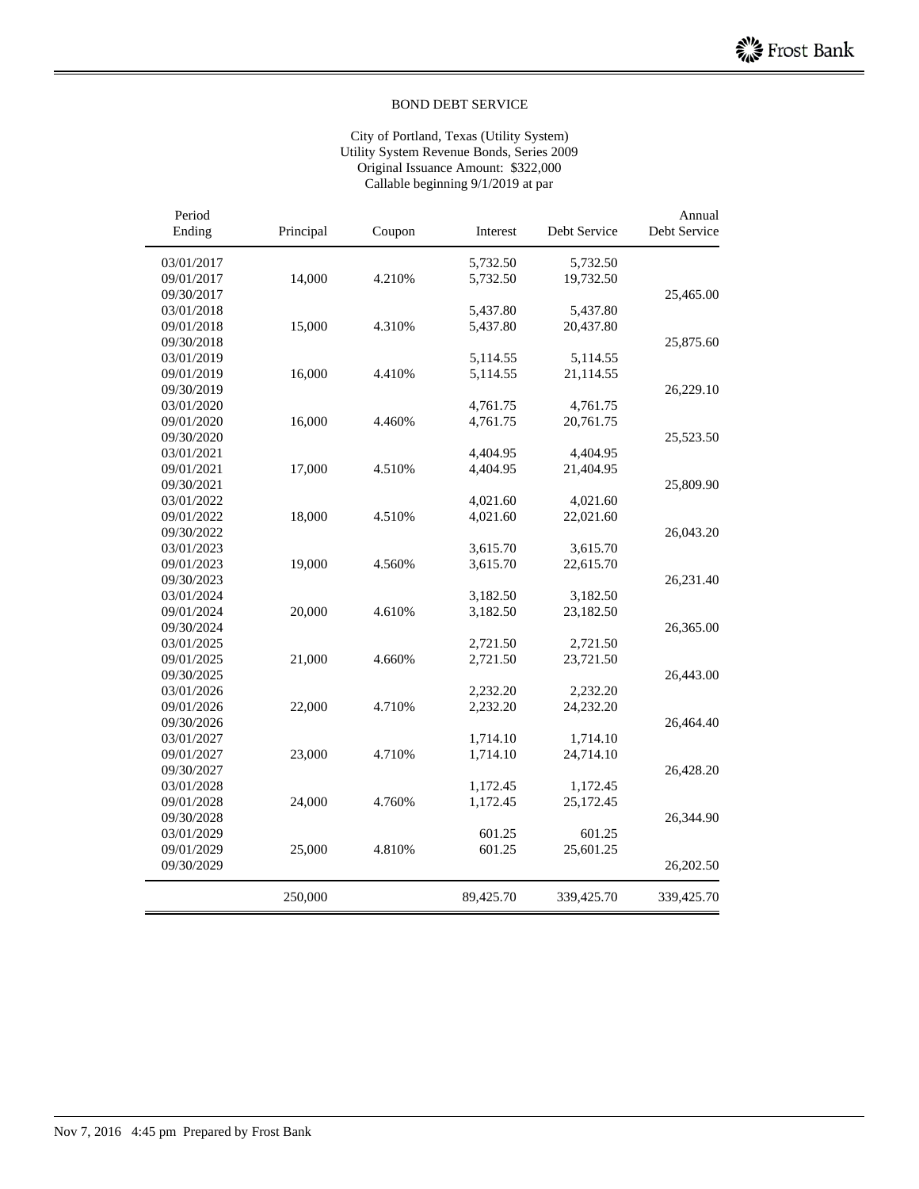# BOND DEBT SERVICE

City of Portland, Texas (Utility System)
Utility System Revenue Bonds, Series 2009
Original Issuance Amount: $322,000
Callable beginning 9/1/2019 at par

| Period Ending | Principal | Coupon | Interest | Debt Service | Annual Debt Service |
|---|---|---|---|---|---|
| 03/01/2017 | | | 5,732.50 | 5,732.50 | |
| 09/01/2017 | 14,000 | 4.210% | 5,732.50 | 19,732.50 | |
| 09/30/2017 | | | | | 25,465.00 |
| 03/01/2018 | | | 5,437.80 | 5,437.80 | |
| 09/01/2018 | 15,000 | 4.310% | 5,437.80 | 20,437.80 | |
| 09/30/2018 | | | | | 25,875.60 |
| 03/01/2019 | | | 5,114.55 | 5,114.55 | |
| 09/01/2019 | 16,000 | 4.410% | 5,114.55 | 21,114.55 | |
| 09/30/2019 | | | | | 26,229.10 |
| 03/01/2020 | | | 4,761.75 | 4,761.75 | |
| 09/01/2020 | 16,000 | 4.460% | 4,761.75 | 20,761.75 | |
| 09/30/2020 | | | | | 25,523.50 |
| 03/01/2021 | | | 4,404.95 | 4,404.95 | |
| 09/01/2021 | 17,000 | 4.510% | 4,404.95 | 21,404.95 | |
| 09/30/2021 | | | | | 25,809.90 |
| 03/01/2022 | | | 4,021.60 | 4,021.60 | |
| 09/01/2022 | 18,000 | 4.510% | 4,021.60 | 22,021.60 | |
| 09/30/2022 | | | | | 26,043.20 |
| 03/01/2023 | | | 3,615.70 | 3,615.70 | |
| 09/01/2023 | 19,000 | 4.560% | 3,615.70 | 22,615.70 | |
| 09/30/2023 | | | | | 26,231.40 |
| 03/01/2024 | | | 3,182.50 | 3,182.50 | |
| 09/01/2024 | 20,000 | 4.610% | 3,182.50 | 23,182.50 | |
| 09/30/2024 | | | | | 26,365.00 |
| 03/01/2025 | | | 2,721.50 | 2,721.50 | |
| 09/01/2025 | 21,000 | 4.660% | 2,721.50 | 23,721.50 | |
| 09/30/2025 | | | | | 26,443.00 |
| 03/01/2026 | | | 2,232.20 | 2,232.20 | |
| 09/01/2026 | 22,000 | 4.710% | 2,232.20 | 24,232.20 | |
| 09/30/2026 | | | | | 26,464.40 |
| 03/01/2027 | | | 1,714.10 | 1,714.10 | |
| 09/01/2027 | 23,000 | 4.710% | 1,714.10 | 24,714.10 | |
| 09/30/2027 | | | | | 26,428.20 |
| 03/01/2028 | | | 1,172.45 | 1,172.45 | |
| 09/01/2028 | 24,000 | 4.760% | 1,172.45 | 25,172.45 | |
| 09/30/2028 | | | | | 26,344.90 |
| 03/01/2029 | | | 601.25 | 601.25 | |
| 09/01/2029 | 25,000 | 4.810% | 601.25 | 25,601.25 | |
| 09/30/2029 | | | | | 26,202.50 |
| | 250,000 | | 89,425.70 | 339,425.70 | 339,425.70 |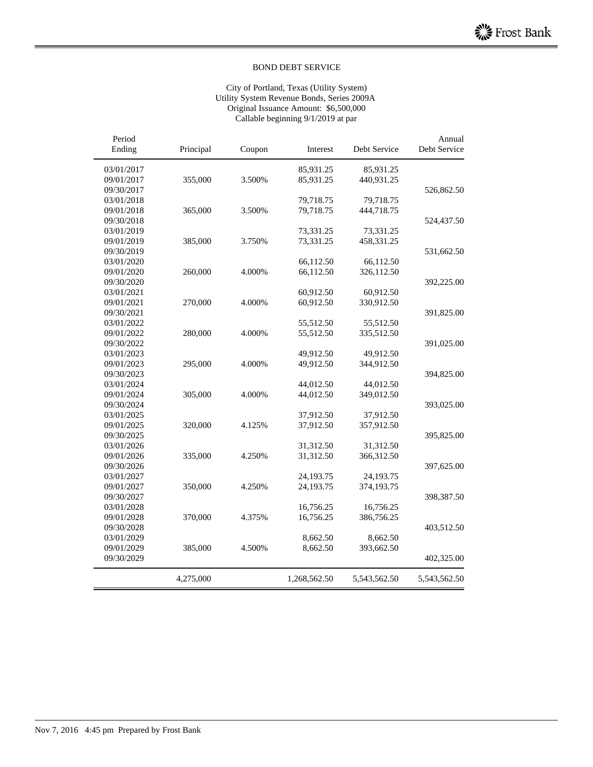## BOND DEBT SERVICE

City of Portland, Texas (Utility System)
Utility System Revenue Bonds, Series 2009A
Original Issuance Amount: $6,500,000
Callable beginning 9/1/2019 at par

| Period Ending | Principal | Coupon | Interest | Debt Service | Annual Debt Service |
|---|---|---|---|---|---|
| 03/01/2017 | | | 85,931.25 | 85,931.25 | |
| 09/01/2017 | 355,000 | 3.500% | 85,931.25 | 440,931.25 | |
| 09/30/2017 | | | | | 526,862.50 |
| 03/01/2018 | | | 79,718.75 | 79,718.75 | |
| 09/01/2018 | 365,000 | 3.500% | 79,718.75 | 444,718.75 | |
| 09/30/2018 | | | | | 524,437.50 |
| 03/01/2019 | | | 73,331.25 | 73,331.25 | |
| 09/01/2019 | 385,000 | 3.750% | 73,331.25 | 458,331.25 | |
| 09/30/2019 | | | | | 531,662.50 |
| 03/01/2020 | | | 66,112.50 | 66,112.50 | |
| 09/01/2020 | 260,000 | 4.000% | 66,112.50 | 326,112.50 | |
| 09/30/2020 | | | | | 392,225.00 |
| 03/01/2021 | | | 60,912.50 | 60,912.50 | |
| 09/01/2021 | 270,000 | 4.000% | 60,912.50 | 330,912.50 | |
| 09/30/2021 | | | | | 391,825.00 |
| 03/01/2022 | | | 55,512.50 | 55,512.50 | |
| 09/01/2022 | 280,000 | 4.000% | 55,512.50 | 335,512.50 | |
| 09/30/2022 | | | | | 391,025.00 |
| 03/01/2023 | | | 49,912.50 | 49,912.50 | |
| 09/01/2023 | 295,000 | 4.000% | 49,912.50 | 344,912.50 | |
| 09/30/2023 | | | | | 394,825.00 |
| 03/01/2024 | | | 44,012.50 | 44,012.50 | |
| 09/01/2024 | 305,000 | 4.000% | 44,012.50 | 349,012.50 | |
| 09/30/2024 | | | | | 393,025.00 |
| 03/01/2025 | | | 37,912.50 | 37,912.50 | |
| 09/01/2025 | 320,000 | 4.125% | 37,912.50 | 357,912.50 | |
| 09/30/2025 | | | | | 395,825.00 |
| 03/01/2026 | | | 31,312.50 | 31,312.50 | |
| 09/01/2026 | 335,000 | 4.250% | 31,312.50 | 366,312.50 | |
| 09/30/2026 | | | | | 397,625.00 |
| 03/01/2027 | | | 24,193.75 | 24,193.75 | |
| 09/01/2027 | 350,000 | 4.250% | 24,193.75 | 374,193.75 | |
| 09/30/2027 | | | | | 398,387.50 |
| 03/01/2028 | | | 16,756.25 | 16,756.25 | |
| 09/01/2028 | 370,000 | 4.375% | 16,756.25 | 386,756.25 | |
| 09/30/2028 | | | | | 403,512.50 |
| 03/01/2029 | | | 8,662.50 | 8,662.50 | |
| 09/01/2029 | 385,000 | 4.500% | 8,662.50 | 393,662.50 | |
| 09/30/2029 | | | | | 402,325.00 |
| | 4,275,000 | | 1,268,562.50 | 5,543,562.50 | 5,543,562.50 |

Nov 7, 2016 4:45 pm Prepared by Frost Bank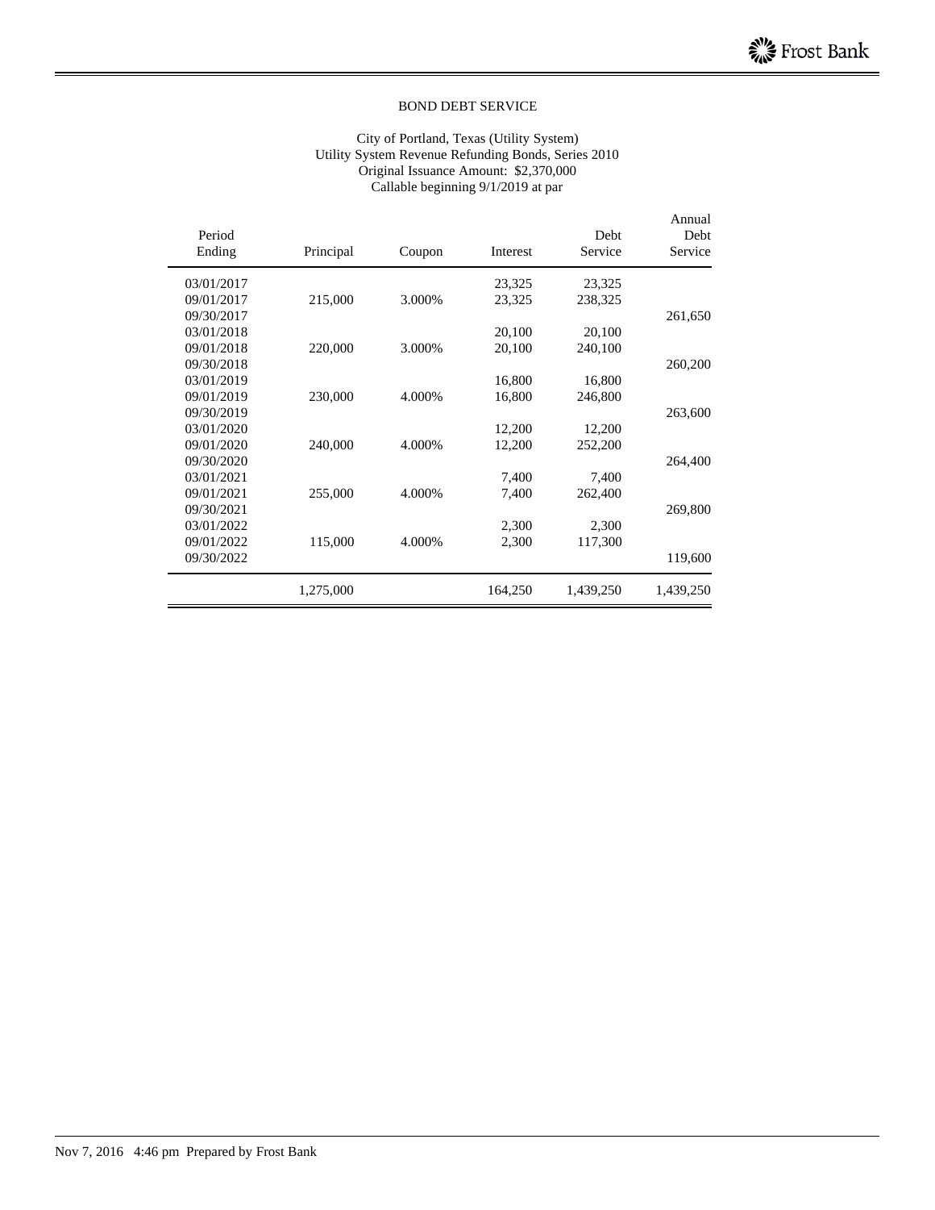BOND DEBT SERVICE

City of Portland, Texas (Utility System)
Utility System Revenue Refunding Bonds, Series 2010
Original Issuance Amount: $2,370,000
Callable beginning 9/1/2019 at par

| Period Ending | Principal | Coupon | Interest | Debt Service | Annual Debt Service |
|---|---|---|---|---|---|
| 03/01/2017 | | | 23,325 | 23,325 | |
| 09/01/2017 | 215,000 | 3.000% | 23,325 | 238,325 | |
| 09/30/2017 | | | | | 261,650 |
| 03/01/2018 | | | 20,100 | 20,100 | |
| 09/01/2018 | 220,000 | 3.000% | 20,100 | 240,100 | |
| 09/30/2018 | | | | | 260,200 |
| 03/01/2019 | | | 16,800 | 16,800 | |
| 09/01/2019 | 230,000 | 4.000% | 16,800 | 246,800 | |
| 09/30/2019 | | | | | 263,600 |
| 03/01/2020 | | | 12,200 | 12,200 | |
| 09/01/2020 | 240,000 | 4.000% | 12,200 | 252,200 | |
| 09/30/2020 | | | | | 264,400 |
| 03/01/2021 | | | 7,400 | 7,400 | |
| 09/01/2021 | 255,000 | 4.000% | 7,400 | 262,400 | |
| 09/30/2021 | | | | | 269,800 |
| 03/01/2022 | | | 2,300 | 2,300 | |
| 09/01/2022 | 115,000 | 4.000% | 2,300 | 117,300 | |
| 09/30/2022 | | | | | 119,600 |
| | 1,275,000 | | 164,250 | 1,439,250 | 1,439,250 |

Nov 7, 2016 4:46 pm Prepared by Frost Bank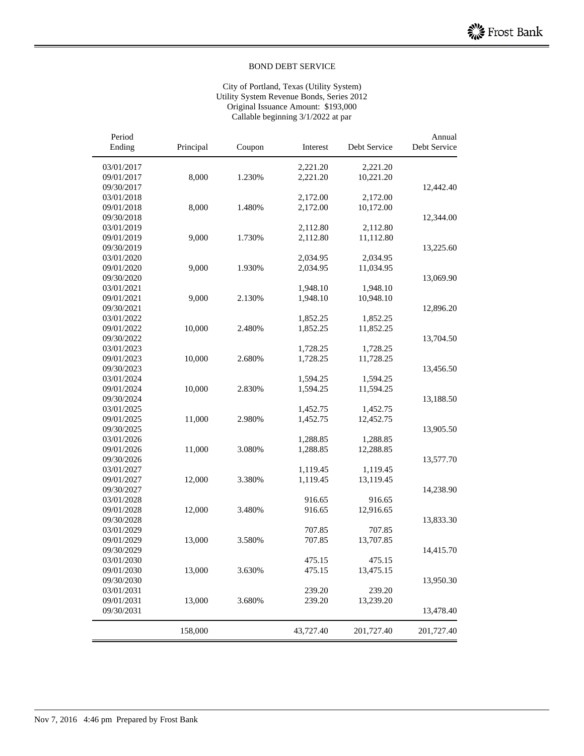## BOND DEBT SERVICE

City of Portland, Texas (Utility System)
Utility System Revenue Bonds, Series 2012
Original Issuance Amount: $193,000
Callable beginning 3/1/2022 at par

| Period Ending | Principal | Coupon | Interest | Debt Service | Annual Debt Service |
|---|---|---|---|---|---|
| 03/01/2017 | | | 2,221.20 | 2,221.20 | |
| 09/01/2017 | 8,000 | 1.230% | 2,221.20 | 10,221.20 | |
| 09/30/2017 | | | | | 12,442.40 |
| 03/01/2018 | | | 2,172.00 | 2,172.00 | |
| 09/01/2018 | 8,000 | 1.480% | 2,172.00 | 10,172.00 | |
| 09/30/2018 | | | | | 12,344.00 |
| 03/01/2019 | | | 2,112.80 | 2,112.80 | |
| 09/01/2019 | 9,000 | 1.730% | 2,112.80 | 11,112.80 | |
| 09/30/2019 | | | | | 13,225.60 |
| 03/01/2020 | | | 2,034.95 | 2,034.95 | |
| 09/01/2020 | 9,000 | 1.930% | 2,034.95 | 11,034.95 | |
| 09/30/2020 | | | | | 13,069.90 |
| 03/01/2021 | | | 1,948.10 | 1,948.10 | |
| 09/01/2021 | 9,000 | 2.130% | 1,948.10 | 10,948.10 | |
| 09/30/2021 | | | | | 12,896.20 |
| 03/01/2022 | | | 1,852.25 | 1,852.25 | |
| 09/01/2022 | 10,000 | 2.480% | 1,852.25 | 11,852.25 | |
| 09/30/2022 | | | | | 13,704.50 |
| 03/01/2023 | | | 1,728.25 | 1,728.25 | |
| 09/01/2023 | 10,000 | 2.680% | 1,728.25 | 11,728.25 | |
| 09/30/2023 | | | | | 13,456.50 |
| 03/01/2024 | | | 1,594.25 | 1,594.25 | |
| 09/01/2024 | 10,000 | 2.830% | 1,594.25 | 11,594.25 | |
| 09/30/2024 | | | | | 13,188.50 |
| 03/01/2025 | | | 1,452.75 | 1,452.75 | |
| 09/01/2025 | 11,000 | 2.980% | 1,452.75 | 12,452.75 | |
| 09/30/2025 | | | | | 13,905.50 |
| 03/01/2026 | | | 1,288.85 | 1,288.85 | |
| 09/01/2026 | 11,000 | 3.080% | 1,288.85 | 12,288.85 | |
| 09/30/2026 | | | | | 13,577.70 |
| 03/01/2027 | | | 1,119.45 | 1,119.45 | |
| 09/01/2027 | 12,000 | 3.380% | 1,119.45 | 13,119.45 | |
| 09/30/2027 | | | | | 14,238.90 |
| 03/01/2028 | | | 916.65 | 916.65 | |
| 09/01/2028 | 12,000 | 3.480% | 916.65 | 12,916.65 | |
| 09/30/2028 | | | | | 13,833.30 |
| 03/01/2029 | | | 707.85 | 707.85 | |
| 09/01/2029 | 13,000 | 3.580% | 707.85 | 13,707.85 | |
| 09/30/2029 | | | | | 14,415.70 |
| 03/01/2030 | | | 475.15 | 475.15 | |
| 09/01/2030 | 13,000 | 3.630% | 475.15 | 13,475.15 | |
| 09/30/2030 | | | | | 13,950.30 |
| 03/01/2031 | | | 239.20 | 239.20 | |
| 09/01/2031 | 13,000 | 3.680% | 239.20 | 13,239.20 | |
| 09/30/2031 | | | | | 13,478.40 |
| | 158,000 | | 43,727.40 | 201,727.40 | 201,727.40 |

Nov 7, 2016 4:46 pm Prepared by Frost Bank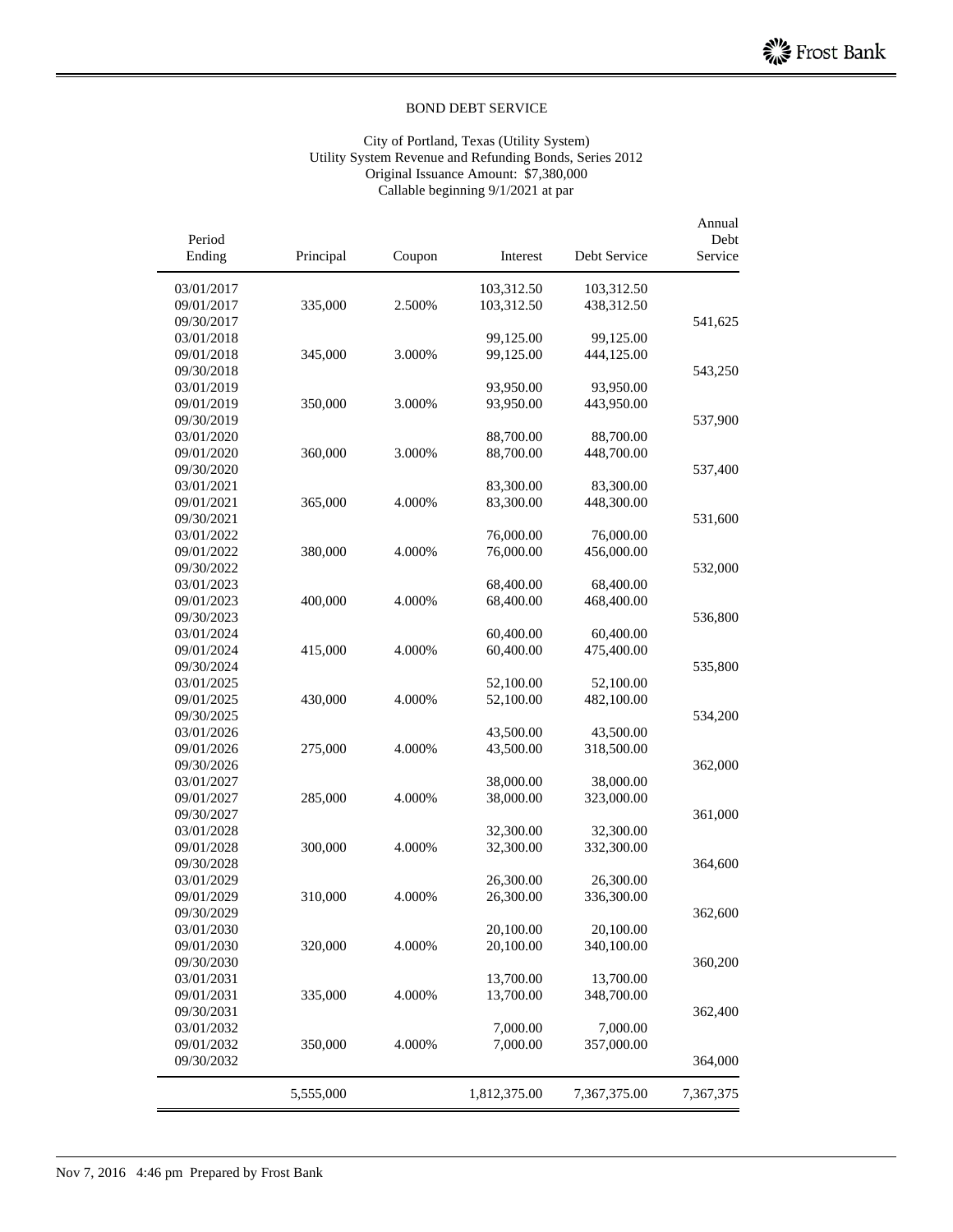# BOND DEBT SERVICE

City of Portland, Texas (Utility System)
Utility System Revenue and Refunding Bonds, Series 2012
Original Issuance Amount: $7,380,000
Callable beginning 9/1/2021 at par

| Period Ending | Principal | Coupon | Interest | Debt Service | Annual Debt Service |
|---|---|---|---|---|---|
| 03/01/2017 | | | 103,312.50 | 103,312.50 | |
| 09/01/2017 | 335,000 | 2.500% | 103,312.50 | 438,312.50 | |
| 09/30/2017 | | | | | 541,625 |
| 03/01/2018 | | | 99,125.00 | 99,125.00 | |
| 09/01/2018 | 345,000 | 3.000% | 99,125.00 | 444,125.00 | |
| 09/30/2018 | | | | | 543,250 |
| 03/01/2019 | | | 93,950.00 | 93,950.00 | |
| 09/01/2019 | 350,000 | 3.000% | 93,950.00 | 443,950.00 | |
| 09/30/2019 | | | | | 537,900 |
| 03/01/2020 | | | 88,700.00 | 88,700.00 | |
| 09/01/2020 | 360,000 | 3.000% | 88,700.00 | 448,700.00 | |
| 09/30/2020 | | | | | 537,400 |
| 03/01/2021 | | | 83,300.00 | 83,300.00 | |
| 09/01/2021 | 365,000 | 4.000% | 83,300.00 | 448,300.00 | |
| 09/30/2021 | | | | | 531,600 |
| 03/01/2022 | | | 76,000.00 | 76,000.00 | |
| 09/01/2022 | 380,000 | 4.000% | 76,000.00 | 456,000.00 | |
| 09/30/2022 | | | | | 532,000 |
| 03/01/2023 | | | 68,400.00 | 68,400.00 | |
| 09/01/2023 | 400,000 | 4.000% | 68,400.00 | 468,400.00 | |
| 09/30/2023 | | | | | 536,800 |
| 03/01/2024 | | | 60,400.00 | 60,400.00 | |
| 09/01/2024 | 415,000 | 4.000% | 60,400.00 | 475,400.00 | |
| 09/30/2024 | | | | | 535,800 |
| 03/01/2025 | | | 52,100.00 | 52,100.00 | |
| 09/01/2025 | 430,000 | 4.000% | 52,100.00 | 482,100.00 | |
| 09/30/2025 | | | | | 534,200 |
| 03/01/2026 | | | 43,500.00 | 43,500.00 | |
| 09/01/2026 | 275,000 | 4.000% | 43,500.00 | 318,500.00 | |
| 09/30/2026 | | | | | 362,000 |
| 03/01/2027 | | | 38,000.00 | 38,000.00 | |
| 09/01/2027 | 285,000 | 4.000% | 38,000.00 | 323,000.00 | |
| 09/30/2027 | | | | | 361,000 |
| 03/01/2028 | | | 32,300.00 | 32,300.00 | |
| 09/01/2028 | 300,000 | 4.000% | 32,300.00 | 332,300.00 | |
| 09/30/2028 | | | | | 364,600 |
| 03/01/2029 | | | 26,300.00 | 26,300.00 | |
| 09/01/2029 | 310,000 | 4.000% | 26,300.00 | 336,300.00 | |
| 09/30/2029 | | | | | 362,600 |
| 03/01/2030 | | | 20,100.00 | 20,100.00 | |
| 09/01/2030 | 320,000 | 4.000% | 20,100.00 | 340,100.00 | |
| 09/30/2030 | | | | | 360,200 |
| 03/01/2031 | | | 13,700.00 | 13,700.00 | |
| 09/01/2031 | 335,000 | 4.000% | 13,700.00 | 348,700.00 | |
| 09/30/2031 | | | | | 362,400 |
| 03/01/2032 | | | 7,000.00 | 7,000.00 | |
| 09/01/2032 | 350,000 | 4.000% | 7,000.00 | 357,000.00 | |
| 09/30/2032 | | | | | 364,000 |
| | 5,555,000 | | 1,812,375.00 | 7,367,375.00 | 7,367,375 |

Nov 7, 2016 4:46 pm Prepared by Frost Bank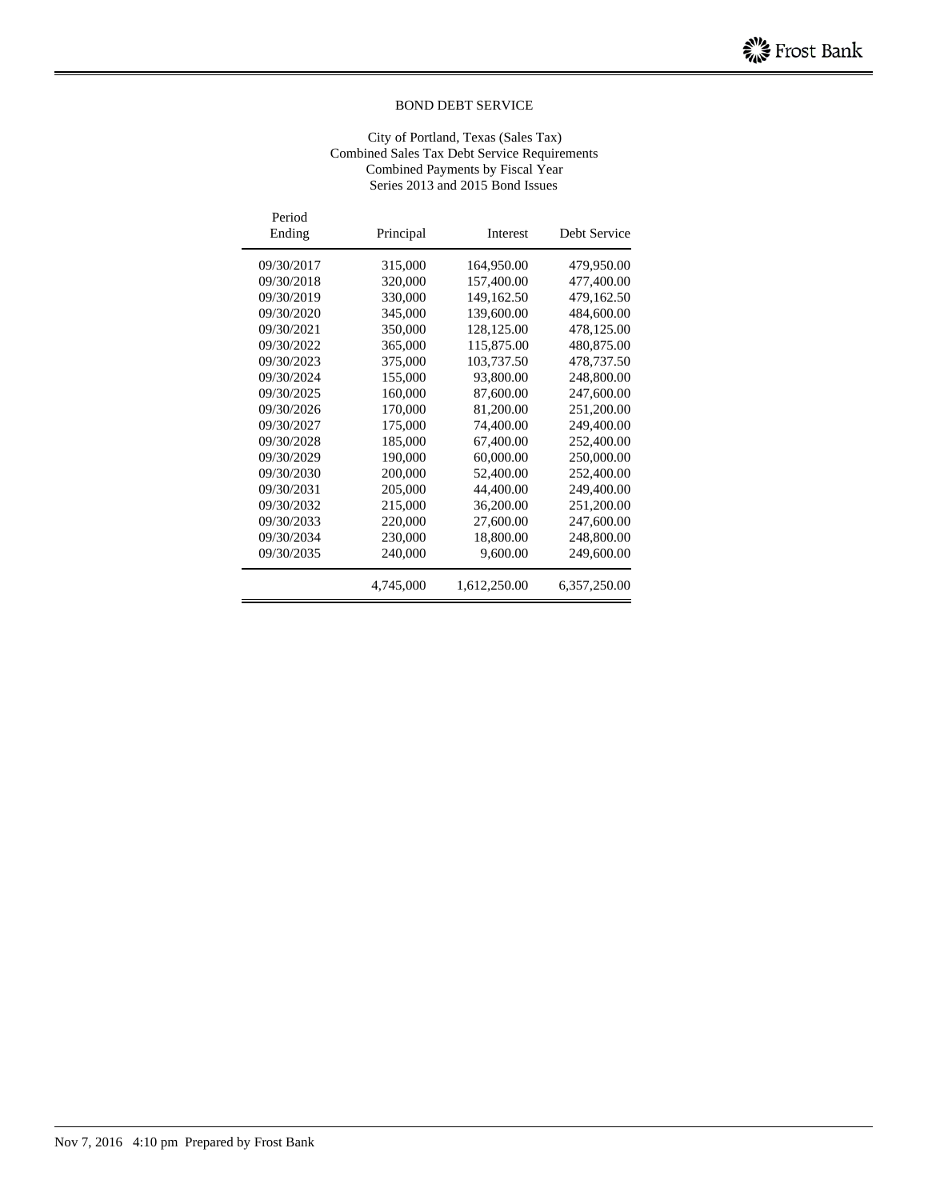## BOND DEBT SERVICE

City of Portland, Texas (Sales Tax)
Combined Sales Tax Debt Service Requirements
Combined Payments by Fiscal Year
Series 2013 and 2015 Bond Issues

| Period Ending | Principal | Interest | Debt Service |
|---|---|---|---|
| 09/30/2017 | 315,000 | 164,950.00 | 479,950.00 |
| 09/30/2018 | 320,000 | 157,400.00 | 477,400.00 |
| 09/30/2019 | 330,000 | 149,162.50 | 479,162.50 |
| 09/30/2020 | 345,000 | 139,600.00 | 484,600.00 |
| 09/30/2021 | 350,000 | 128,125.00 | 478,125.00 |
| 09/30/2022 | 365,000 | 115,875.00 | 480,875.00 |
| 09/30/2023 | 375,000 | 103,737.50 | 478,737.50 |
| 09/30/2024 | 155,000 | 93,800.00 | 248,800.00 |
| 09/30/2025 | 160,000 | 87,600.00 | 247,600.00 |
| 09/30/2026 | 170,000 | 81,200.00 | 251,200.00 |
| 09/30/2027 | 175,000 | 74,400.00 | 249,400.00 |
| 09/30/2028 | 185,000 | 67,400.00 | 252,400.00 |
| 09/30/2029 | 190,000 | 60,000.00 | 250,000.00 |
| 09/30/2030 | 200,000 | 52,400.00 | 252,400.00 |
| 09/30/2031 | 205,000 | 44,400.00 | 249,400.00 |
| 09/30/2032 | 215,000 | 36,200.00 | 251,200.00 |
| 09/30/2033 | 220,000 | 27,600.00 | 247,600.00 |
| 09/30/2034 | 230,000 | 18,800.00 | 248,800.00 |
| 09/30/2035 | 240,000 | 9,600.00 | 249,600.00 |
| | 4,745,000 | 1,612,250.00 | 6,357,250.00 |

Nov 7, 2016 4:10 pm Prepared by Frost Bank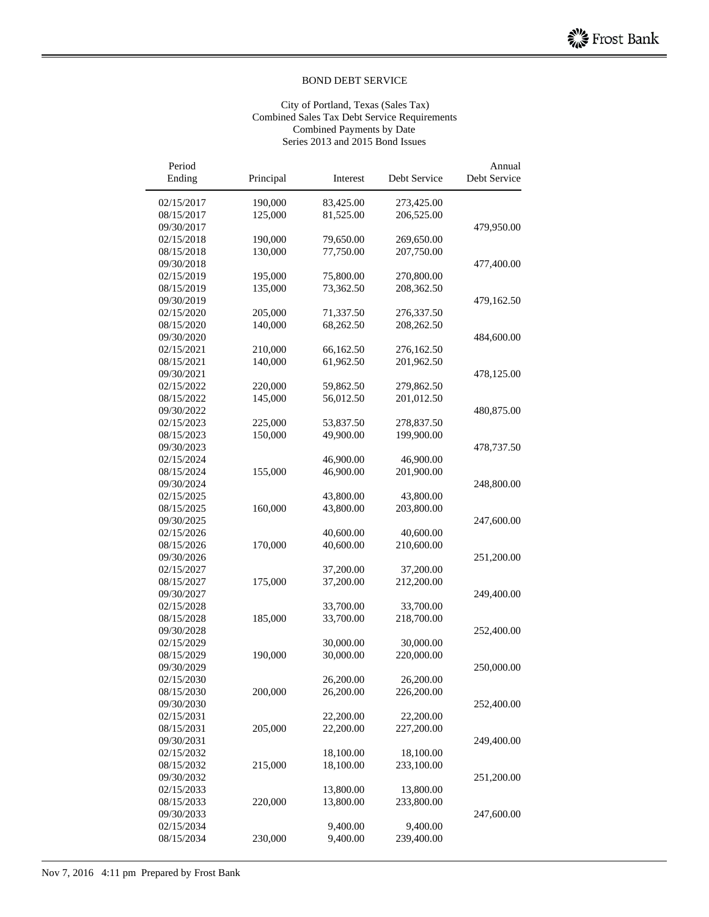## BOND DEBT SERVICE

City of Portland, Texas (Sales Tax)
Combined Sales Tax Debt Service Requirements
Combined Payments by Date
Series 2013 and 2015 Bond Issues

| Period Ending | Principal | Interest | Debt Service | Annual Debt Service |
|---|---|---|---|---|
| 02/15/2017 | 190,000 | 83,425.00 | 273,425.00 | |
| 08/15/2017 | 125,000 | 81,525.00 | 206,525.00 | |
| 09/30/2017 | | | | 479,950.00 |
| 02/15/2018 | 190,000 | 79,650.00 | 269,650.00 | |
| 08/15/2018 | 130,000 | 77,750.00 | 207,750.00 | |
| 09/30/2018 | | | | 477,400.00 |
| 02/15/2019 | 195,000 | 75,800.00 | 270,800.00 | |
| 08/15/2019 | 135,000 | 73,362.50 | 208,362.50 | |
| 09/30/2019 | | | | 479,162.50 |
| 02/15/2020 | 205,000 | 71,337.50 | 276,337.50 | |
| 08/15/2020 | 140,000 | 68,262.50 | 208,262.50 | |
| 09/30/2020 | | | | 484,600.00 |
| 02/15/2021 | 210,000 | 66,162.50 | 276,162.50 | |
| 08/15/2021 | 140,000 | 61,962.50 | 201,962.50 | |
| 09/30/2021 | | | | 478,125.00 |
| 02/15/2022 | 220,000 | 59,862.50 | 279,862.50 | |
| 08/15/2022 | 145,000 | 56,012.50 | 201,012.50 | |
| 09/30/2022 | | | | 480,875.00 |
| 02/15/2023 | 225,000 | 53,837.50 | 278,837.50 | |
| 08/15/2023 | 150,000 | 49,900.00 | 199,900.00 | |
| 09/30/2023 | | | | 478,737.50 |
| 02/15/2024 | | 46,900.00 | 46,900.00 | |
| 08/15/2024 | 155,000 | 46,900.00 | 201,900.00 | |
| 09/30/2024 | | | | 248,800.00 |
| 02/15/2025 | | 43,800.00 | 43,800.00 | |
| 08/15/2025 | 160,000 | 43,800.00 | 203,800.00 | |
| 09/30/2025 | | | | 247,600.00 |
| 02/15/2026 | | 40,600.00 | 40,600.00 | |
| 08/15/2026 | 170,000 | 40,600.00 | 210,600.00 | |
| 09/30/2026 | | | | 251,200.00 |
| 02/15/2027 | | 37,200.00 | 37,200.00 | |
| 08/15/2027 | 175,000 | 37,200.00 | 212,200.00 | |
| 09/30/2027 | | | | 249,400.00 |
| 02/15/2028 | | 33,700.00 | 33,700.00 | |
| 08/15/2028 | 185,000 | 33,700.00 | 218,700.00 | |
| 09/30/2028 | | | | 252,400.00 |
| 02/15/2029 | | 30,000.00 | 30,000.00 | |
| 08/15/2029 | 190,000 | 30,000.00 | 220,000.00 | |
| 09/30/2029 | | | | 250,000.00 |
| 02/15/2030 | | 26,200.00 | 26,200.00 | |
| 08/15/2030 | 200,000 | 26,200.00 | 226,200.00 | |
| 09/30/2030 | | | | 252,400.00 |
| 02/15/2031 | | 22,200.00 | 22,200.00 | |
| 08/15/2031 | 205,000 | 22,200.00 | 227,200.00 | |
| 09/30/2031 | | | | 249,400.00 |
| 02/15/2032 | | 18,100.00 | 18,100.00 | |
| 08/15/2032 | 215,000 | 18,100.00 | 233,100.00 | |
| 09/30/2032 | | | | 251,200.00 |
| 02/15/2033 | | 13,800.00 | 13,800.00 | |
| 08/15/2033 | 220,000 | 13,800.00 | 233,800.00 | |
| 09/30/2033 | | | | 247,600.00 |
| 02/15/2034 | | 9,400.00 | 9,400.00 | |
| 08/15/2034 | 230,000 | 9,400.00 | 239,400.00 | |

Nov 7, 2016 4:11 pm Prepared by Frost Bank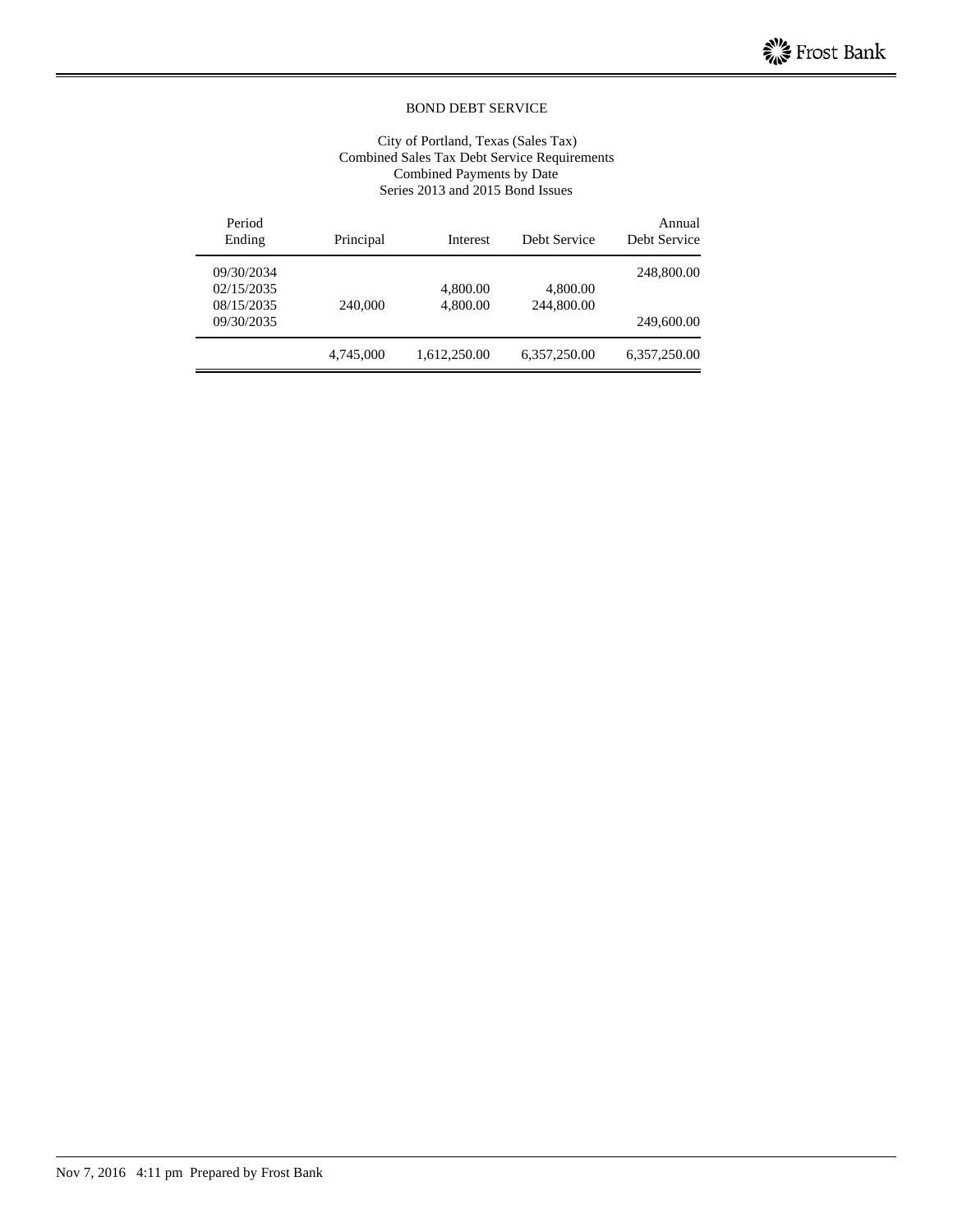BOND DEBT SERVICE

City of Portland, Texas (Sales Tax)
Combined Sales Tax Debt Service Requirements
Combined Payments by Date
Series 2013 and 2015 Bond Issues

| Period Ending | Principal | Interest | Debt Service | Annual Debt Service |
|---|---|---|---|---|
| 09/30/2034 | | | | 248,800.00 |
| 02/15/2035 | | 4,800.00 | 4,800.00 | |
| 08/15/2035 | 240,000 | 4,800.00 | 244,800.00 | |
| 09/30/2035 | | | | 249,600.00 |
| | 4,745,000 | 1,612,250.00 | 6,357,250.00 | 6,357,250.00 |

Nov 7, 2016 4:11 pm Prepared by Frost Bank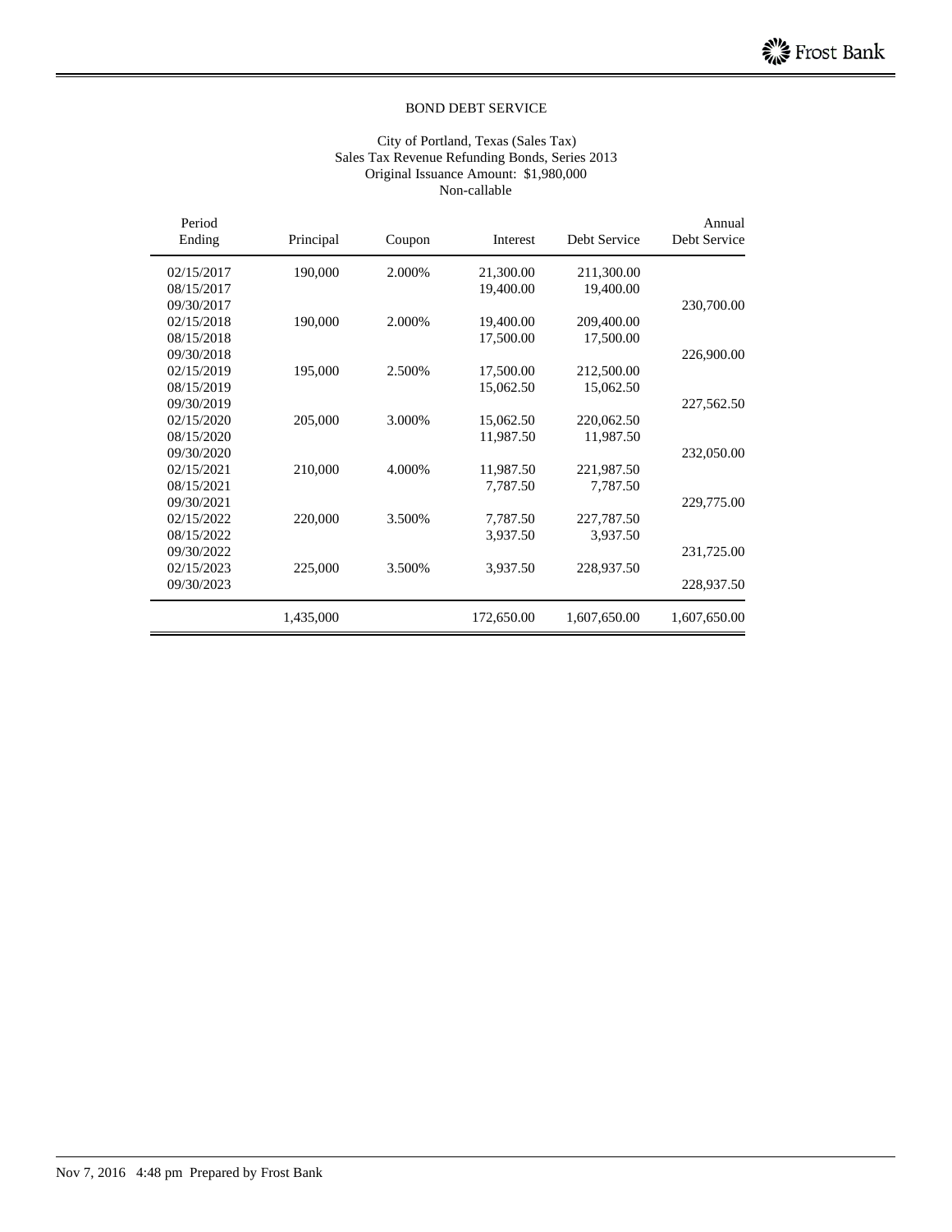## BOND DEBT SERVICE

City of Portland, Texas (Sales Tax)
Sales Tax Revenue Refunding Bonds, Series 2013
Original Issuance Amount: $1,980,000
Non-callable

| Period Ending | Principal | Coupon | Interest | Debt Service | Annual Debt Service |
|---|---|---|---|---|---|
| 02/15/2017 | 190,000 | 2.000% | 21,300.00 | 211,300.00 | |
| 08/15/2017 | | | 19,400.00 | 19,400.00 | |
| 09/30/2017 | | | | | 230,700.00 |
| 02/15/2018 | 190,000 | 2.000% | 19,400.00 | 209,400.00 | |
| 08/15/2018 | | | 17,500.00 | 17,500.00 | |
| 09/30/2018 | | | | | 226,900.00 |
| 02/15/2019 | 195,000 | 2.500% | 17,500.00 | 212,500.00 | |
| 08/15/2019 | | | 15,062.50 | 15,062.50 | |
| 09/30/2019 | | | | | 227,562.50 |
| 02/15/2020 | 205,000 | 3.000% | 15,062.50 | 220,062.50 | |
| 08/15/2020 | | | 11,987.50 | 11,987.50 | |
| 09/30/2020 | | | | | 232,050.00 |
| 02/15/2021 | 210,000 | 4.000% | 11,987.50 | 221,987.50 | |
| 08/15/2021 | | | 7,787.50 | 7,787.50 | |
| 09/30/2021 | | | | | 229,775.00 |
| 02/15/2022 | 220,000 | 3.500% | 7,787.50 | 227,787.50 | |
| 08/15/2022 | | | 3,937.50 | 3,937.50 | |
| 09/30/2022 | | | | | 231,725.00 |
| 02/15/2023 | 225,000 | 3.500% | 3,937.50 | 228,937.50 | |
| 09/30/2023 | | | | | 228,937.50 |
| | 1,435,000 | | 172,650.00 | 1,607,650.00 | 1,607,650.00 |

Nov 7, 2016 4:48 pm Prepared by Frost Bank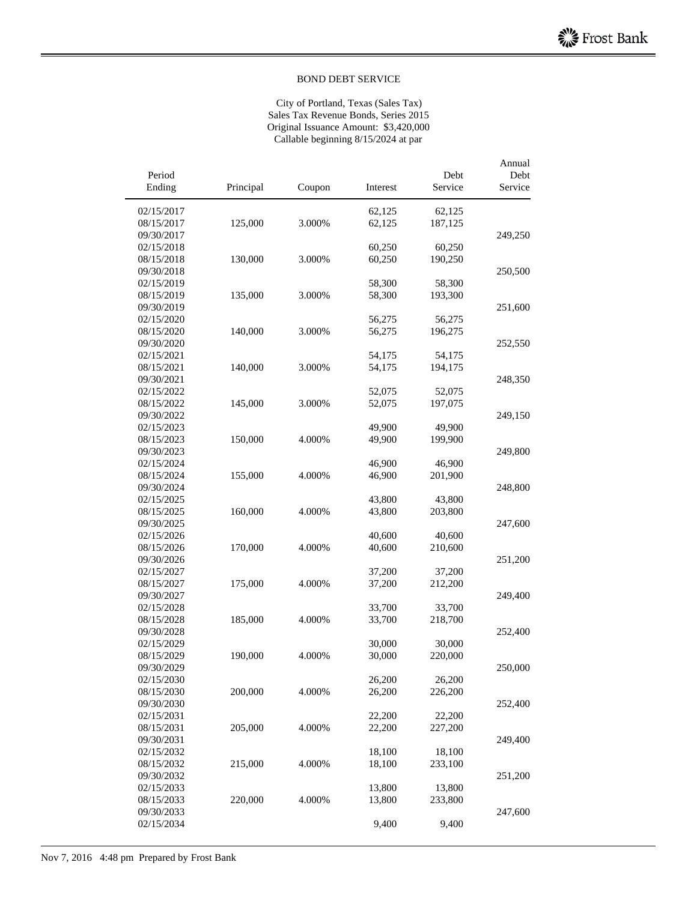BOND DEBT SERVICE

City of Portland, Texas (Sales Tax)
Sales Tax Revenue Bonds, Series 2015
Original Issuance Amount: $3,420,000
Callable beginning 8/15/2024 at par

| Period Ending | Principal | Coupon | Interest | Debt Service | Annual Debt Service |
|---|---|---|---|---|---|
| 02/15/2017 | | | 62,125 | 62,125 | |
| 08/15/2017 | 125,000 | 3.000% | 62,125 | 187,125 | |
| 09/30/2017 | | | | | 249,250 |
| 02/15/2018 | | | 60,250 | 60,250 | |
| 08/15/2018 | 130,000 | 3.000% | 60,250 | 190,250 | |
| 09/30/2018 | | | | | 250,500 |
| 02/15/2019 | | | 58,300 | 58,300 | |
| 08/15/2019 | 135,000 | 3.000% | 58,300 | 193,300 | |
| 09/30/2019 | | | | | 251,600 |
| 02/15/2020 | | | 56,275 | 56,275 | |
| 08/15/2020 | 140,000 | 3.000% | 56,275 | 196,275 | |
| 09/30/2020 | | | | | 252,550 |
| 02/15/2021 | | | 54,175 | 54,175 | |
| 08/15/2021 | 140,000 | 3.000% | 54,175 | 194,175 | |
| 09/30/2021 | | | | | 248,350 |
| 02/15/2022 | | | 52,075 | 52,075 | |
| 08/15/2022 | 145,000 | 3.000% | 52,075 | 197,075 | |
| 09/30/2022 | | | | | 249,150 |
| 02/15/2023 | | | 49,900 | 49,900 | |
| 08/15/2023 | 150,000 | 4.000% | 49,900 | 199,900 | |
| 09/30/2023 | | | | | 249,800 |
| 02/15/2024 | | | 46,900 | 46,900 | |
| 08/15/2024 | 155,000 | 4.000% | 46,900 | 201,900 | |
| 09/30/2024 | | | | | 248,800 |
| 02/15/2025 | | | 43,800 | 43,800 | |
| 08/15/2025 | 160,000 | 4.000% | 43,800 | 203,800 | |
| 09/30/2025 | | | | | 247,600 |
| 02/15/2026 | | | 40,600 | 40,600 | |
| 08/15/2026 | 170,000 | 4.000% | 40,600 | 210,600 | |
| 09/30/2026 | | | | | 251,200 |
| 02/15/2027 | | | 37,200 | 37,200 | |
| 08/15/2027 | 175,000 | 4.000% | 37,200 | 212,200 | |
| 09/30/2027 | | | | | 249,400 |
| 02/15/2028 | | | 33,700 | 33,700 | |
| 08/15/2028 | 185,000 | 4.000% | 33,700 | 218,700 | |
| 09/30/2028 | | | | | 252,400 |
| 02/15/2029 | | | 30,000 | 30,000 | |
| 08/15/2029 | 190,000 | 4.000% | 30,000 | 220,000 | |
| 09/30/2029 | | | | | 250,000 |
| 02/15/2030 | | | 26,200 | 26,200 | |
| 08/15/2030 | 200,000 | 4.000% | 26,200 | 226,200 | |
| 09/30/2030 | | | | | 252,400 |
| 02/15/2031 | | | 22,200 | 22,200 | |
| 08/15/2031 | 205,000 | 4.000% | 22,200 | 227,200 | |
| 09/30/2031 | | | | | 249,400 |
| 02/15/2032 | | | 18,100 | 18,100 | |
| 08/15/2032 | 215,000 | 4.000% | 18,100 | 233,100 | |
| 09/30/2032 | | | | | 251,200 |
| 02/15/2033 | | | 13,800 | 13,800 | |
| 08/15/2033 | 220,000 | 4.000% | 13,800 | 233,800 | |
| 09/30/2033 | | | | | 247,600 |
| 02/15/2034 | | | 9,400 | 9,400 | |

Nov 7, 2016 4:48 pm Prepared by Frost Bank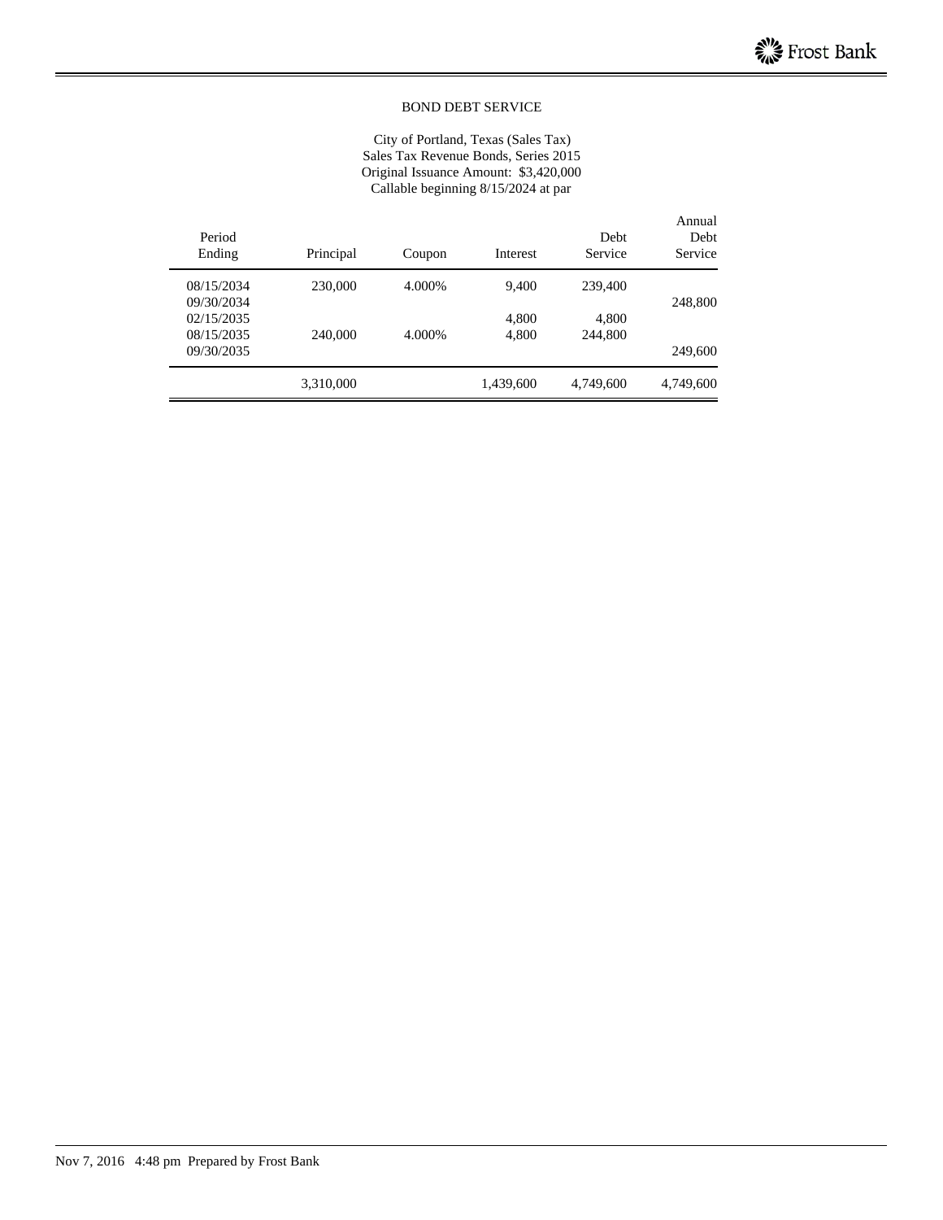BOND DEBT SERVICE

City of Portland, Texas (Sales Tax)
Sales Tax Revenue Bonds, Series 2015
Original Issuance Amount: $3,420,000
Callable beginning 8/15/2024 at par

| Period Ending | Principal | Coupon | Interest | Debt Service | Annual Debt Service |
|---|---|---|---|---|---|
| 08/15/2034 | 230,000 | 4.000% | 9,400 | 239,400 | |
| 09/30/2034 | | | | | 248,800 |
| 02/15/2035 | | | 4,800 | 4,800 | |
| 08/15/2035 | 240,000 | 4.000% | 4,800 | 244,800 | |
| 09/30/2035 | | | | | 249,600 |
| | 3,310,000 | | 1,439,600 | 4,749,600 | 4,749,600 |

Nov 7, 2016 4:48 pm Prepared by Frost Bank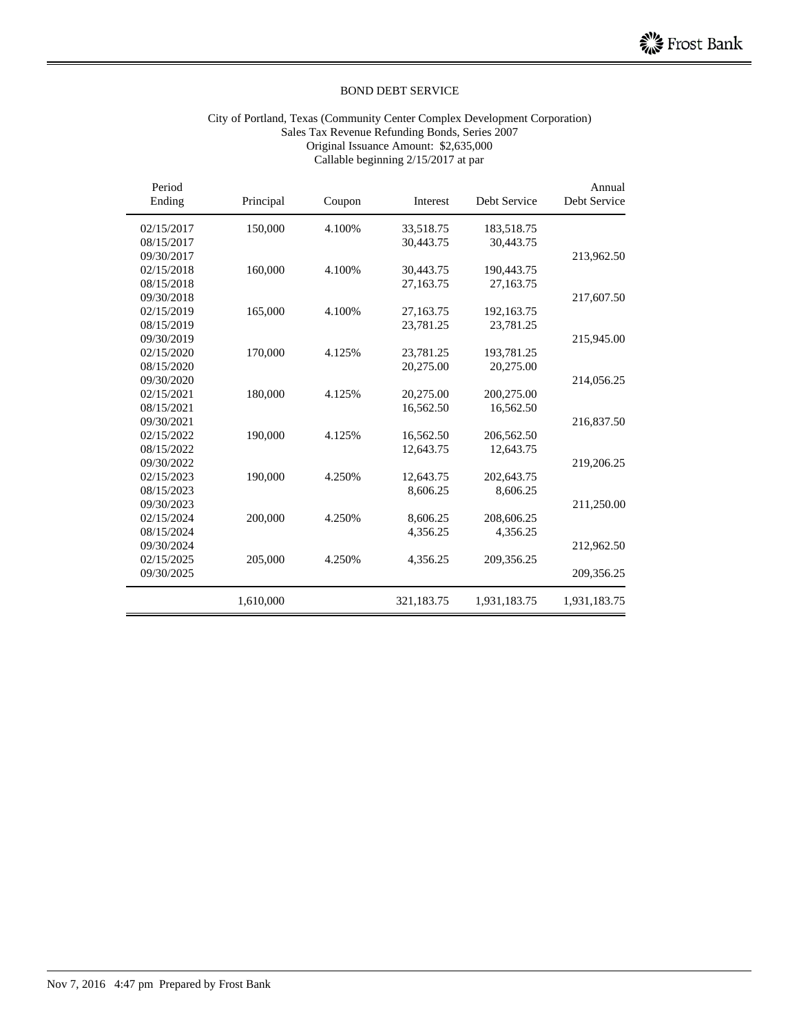## BOND DEBT SERVICE

City of Portland, Texas (Community Center Complex Development Corporation)
Sales Tax Revenue Refunding Bonds, Series 2007
Original Issuance Amount: $2,635,000
Callable beginning 2/15/2017 at par

| Period Ending | Principal | Coupon | Interest | Debt Service | Annual Debt Service |
|---|---|---|---|---|---|
| 02/15/2017 | 150,000 | 4.100% | 33,518.75 | 183,518.75 | |
| 08/15/2017 | | | 30,443.75 | 30,443.75 | |
| 09/30/2017 | | | | | 213,962.50 |
| 02/15/2018 | 160,000 | 4.100% | 30,443.75 | 190,443.75 | |
| 08/15/2018 | | | 27,163.75 | 27,163.75 | |
| 09/30/2018 | | | | | 217,607.50 |
| 02/15/2019 | 165,000 | 4.100% | 27,163.75 | 192,163.75 | |
| 08/15/2019 | | | 23,781.25 | 23,781.25 | |
| 09/30/2019 | | | | | 215,945.00 |
| 02/15/2020 | 170,000 | 4.125% | 23,781.25 | 193,781.25 | |
| 08/15/2020 | | | 20,275.00 | 20,275.00 | |
| 09/30/2020 | | | | | 214,056.25 |
| 02/15/2021 | 180,000 | 4.125% | 20,275.00 | 200,275.00 | |
| 08/15/2021 | | | 16,562.50 | 16,562.50 | |
| 09/30/2021 | | | | | 216,837.50 |
| 02/15/2022 | 190,000 | 4.125% | 16,562.50 | 206,562.50 | |
| 08/15/2022 | | | 12,643.75 | 12,643.75 | |
| 09/30/2022 | | | | | 219,206.25 |
| 02/15/2023 | 190,000 | 4.250% | 12,643.75 | 202,643.75 | |
| 08/15/2023 | | | 8,606.25 | 8,606.25 | |
| 09/30/2023 | | | | | 211,250.00 |
| 02/15/2024 | 200,000 | 4.250% | 8,606.25 | 208,606.25 | |
| 08/15/2024 | | | 4,356.25 | 4,356.25 | |
| 09/30/2024 | | | | | 212,962.50 |
| 02/15/2025 | 205,000 | 4.250% | 4,356.25 | 209,356.25 | |
| 09/30/2025 | | | | | 209,356.25 |
| | 1,610,000 | | 321,183.75 | 1,931,183.75 | 1,931,183.75 |

Nov 7, 2016 4:47 pm Prepared by Frost Bank